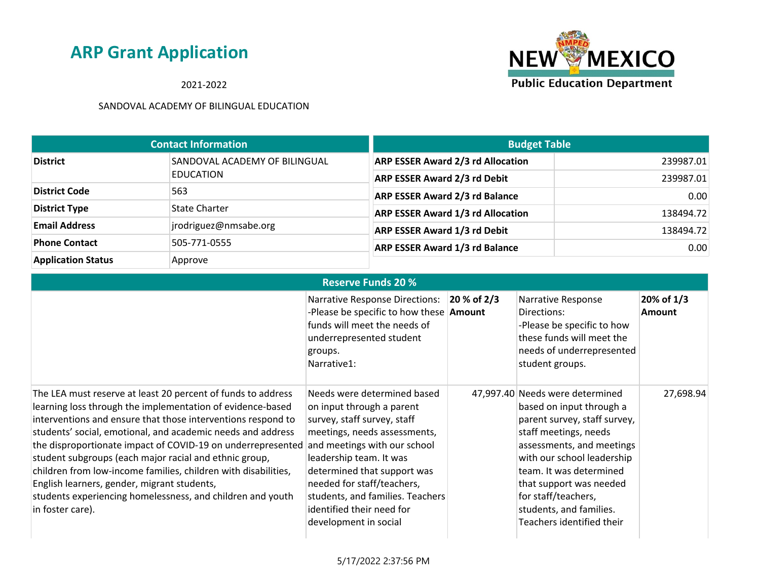# ARP Grant Application

2021-2022

SANDOVAL ACADEMY OF BILINGUAL EDUCATION

| Contact Information | |
|---|---|
| **District** | SANDOVAL ACADEMY OF BILINGUAL EDUCATION |
| **District Code** | 563 |
| **District Type** | State Charter |
| **Email Address** | jrodriguez@nmsabe.org |
| **Phone Contact** | 505-771-0555 |
| **Application Status** | Approve |

| Budget Table | |
|---|---|
| **ARP ESSER Award 2/3 rd Allocation** | 239987.01 |
| **ARP ESSER Award 2/3 rd Debit** | 239987.01 |
| **ARP ESSER Award 2/3 rd Balance** | 0.00 |
| **ARP ESSER Award 1/3 rd Allocation** | 138494.72 |
| **ARP ESSER Award 1/3 rd Debit** | 138494.72 |
| **ARP ESSER Award 1/3 rd Balance** | 0.00 |

| Reserve Funds 20 % | | | | |
|---|---|---|---|---|
| | Narrative Response Directions: -Please be specific to how these funds will meet the needs of underrepresented student groups. Narrative1: | **20 % of 2/3 Amount** | Narrative Response Directions: -Please be specific to how these funds will meet the needs of underrepresented student groups. | **20% of 1/3 Amount** |
| The LEA must reserve at least 20 percent of funds to address learning loss through the implementation of evidence-based interventions and ensure that those interventions respond to students' social, emotional, and academic needs and address the disproportionate impact of COVID-19 on underrepresented student subgroups (each major racial and ethnic group, children from low-income families, children with disabilities, English learners, gender, migrant students, students experiencing homelessness, and children and youth in foster care). | Needs were determined based on input through a parent survey, staff survey, staff meetings, needs assessments, and meetings with our school leadership team. It was determined that support was needed for staff/teachers, students, and families. Teachers identified their need for development in social | 47,997.40 | Needs were determined based on input through a parent survey, staff survey, staff meetings, needs assessments, and meetings with our school leadership team. It was determined that support was needed for staff/teachers, students, and families. Teachers identified their | 27,698.94 |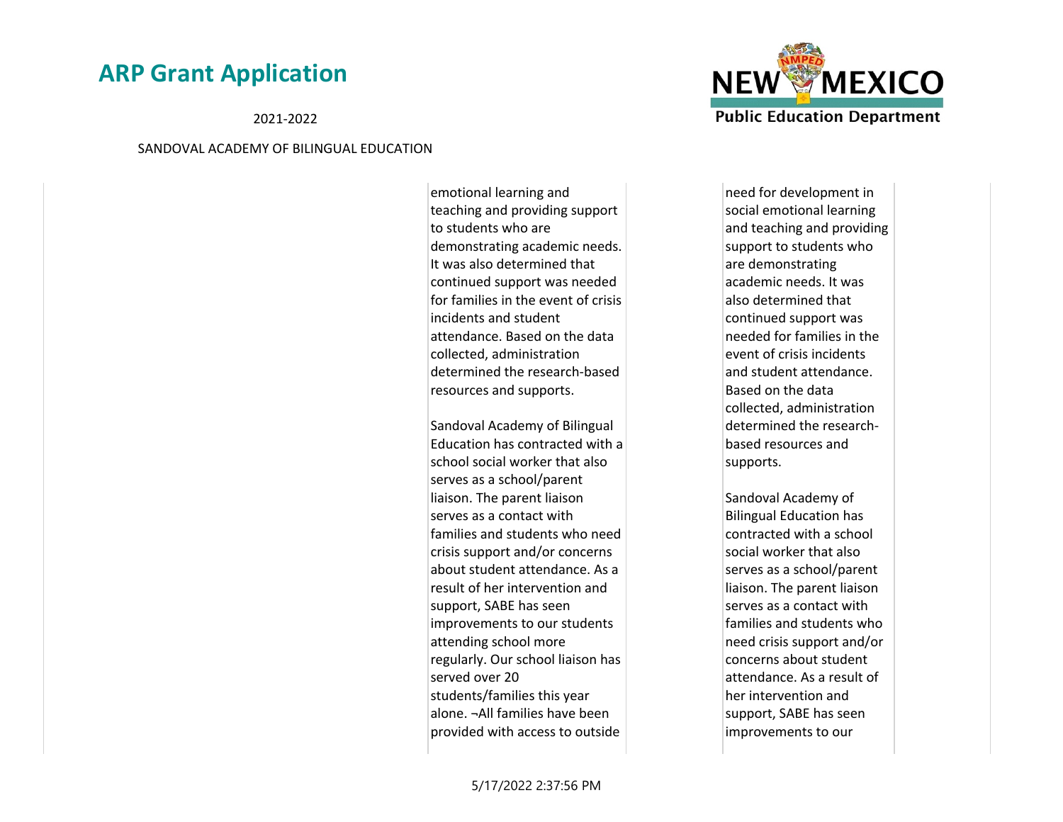| | | | |
|---|---|---|---|
| | emotional learning and teaching and providing support to students who are demonstrating academic needs. It was also determined that continued support was needed for families in the event of crisis incidents and student attendance. Based on the data collected, administration determined the research-based resources and supports.<br><br>Sandoval Academy of Bilingual Education has contracted with a school social worker that also serves as a school/parent liaison. The parent liaison serves as a contact with families and students who need crisis support and/or concerns about student attendance. As a result of her intervention and support, SABE has seen improvements to our students attending school more regularly. Our school liaison has served over 20 students/families this year alone. ¬All families have been provided with access to outside | need for development in social emotional learning and teaching and providing support to students who are demonstrating academic needs. It was also determined that continued support was needed for families in the event of crisis incidents and student attendance. Based on the data collected, administration determined the research-based resources and supports.<br><br>Sandoval Academy of Bilingual Education has contracted with a school social worker that also serves as a school/parent liaison. The parent liaison serves as a contact with families and students who need crisis support and/or concerns about student attendance. As a result of her intervention and support, SABE has seen improvements to our | |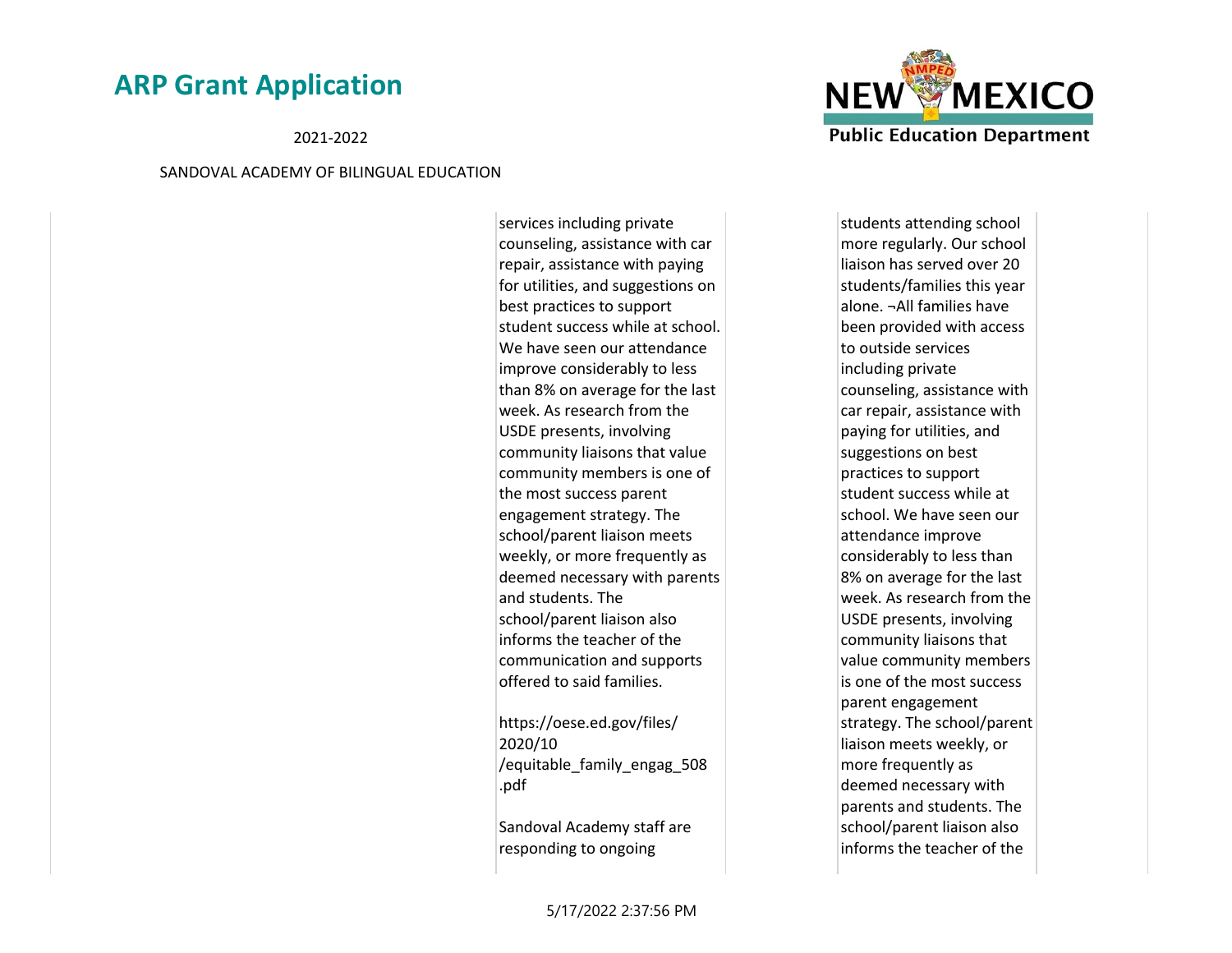| | | |
|---|---|---|
| | services including private counseling, assistance with car repair, assistance with paying for utilities, and suggestions on best practices to support student success while at school. We have seen our attendance improve considerably to less than 8% on average for the last week. As research from the USDE presents, involving community liaisons that value community members is one of the most success parent engagement strategy. The school/parent liaison meets weekly, or more frequently as deemed necessary with parents and students. The school/parent liaison also informs the teacher of the communication and supports offered to said families.<br><br>https://oese.ed.gov/files/2020/10/equitable_family_engag_508.pdf<br><br>Sandoval Academy staff are responding to ongoing | students attending school more regularly. Our school liaison has served over 20 students/families this year alone. ¬All families have been provided with access to outside services including private counseling, assistance with car repair, assistance with paying for utilities, and suggestions on best practices to support student success while at school. We have seen our attendance improve considerably to less than 8% on average for the last week. As research from the USDE presents, involving community liaisons that value community members is one of the most success parent engagement strategy. The school/parent liaison meets weekly, or more frequently as deemed necessary with parents and students. The school/parent liaison also informs the teacher of the |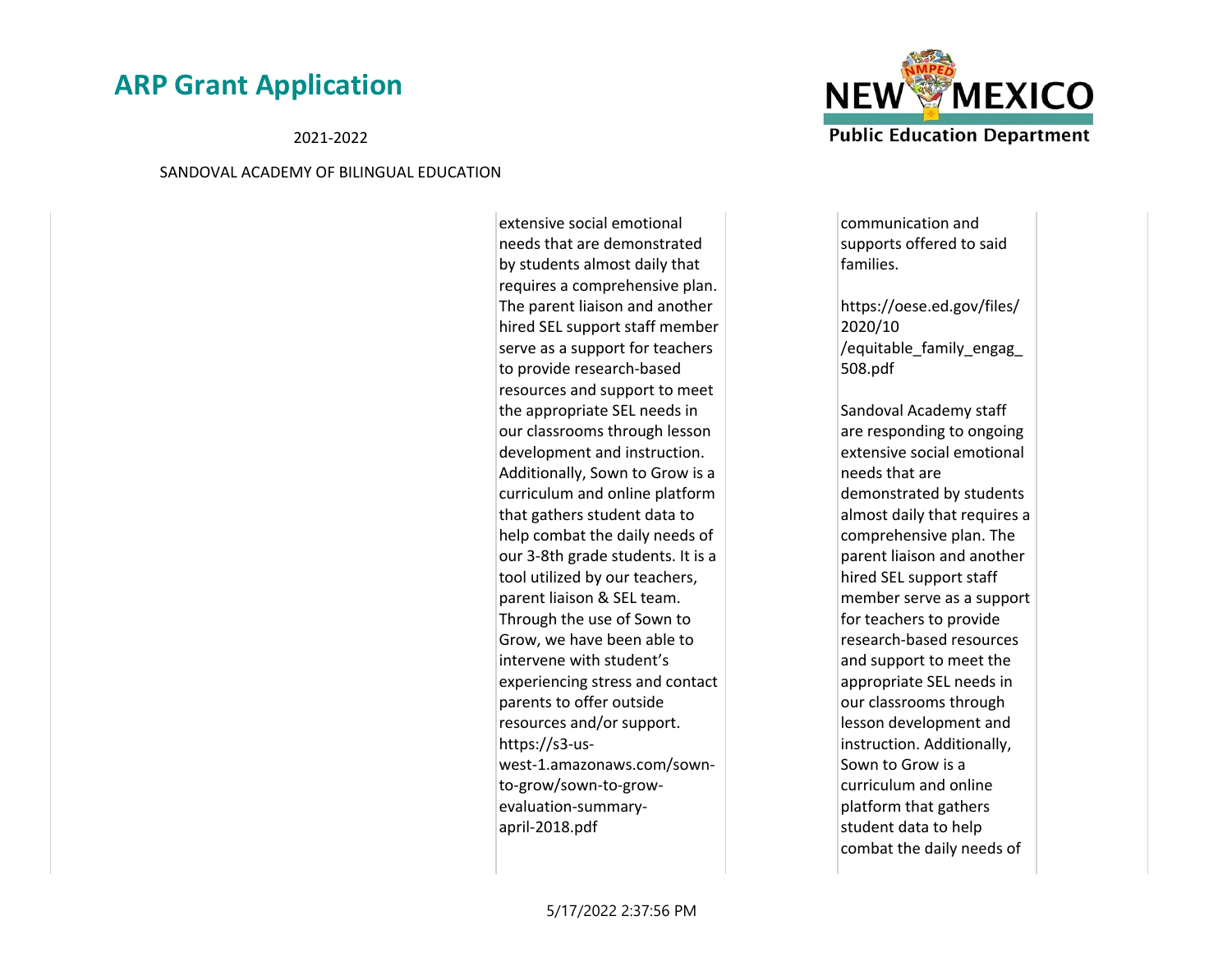| | | | |
|---|---|---|---|
| | extensive social emotional needs that are demonstrated by students almost daily that requires a comprehensive plan. The parent liaison and another hired SEL support staff member serve as a support for teachers to provide research-based resources and support to meet the appropriate SEL needs in our classrooms through lesson development and instruction. Additionally, Sown to Grow is a curriculum and online platform that gathers student data to help combat the daily needs of our 3-8th grade students. It is a tool utilized by our teachers, parent liaison & SEL team. Through the use of Sown to Grow, we have been able to intervene with student's experiencing stress and contact parents to offer outside resources and/or support. https://s3-us-west-1.amazonaws.com/sown-to-grow/sown-to-grow-evaluation-summary-april-2018.pdf | communication and supports offered to said families.<br><br>https://oese.ed.gov/files/2020/10/equitable_family_engag_508.pdf<br><br>Sandoval Academy staff are responding to ongoing extensive social emotional needs that are demonstrated by students almost daily that requires a comprehensive plan. The parent liaison and another hired SEL support staff member serve as a support for teachers to provide research-based resources and support to meet the appropriate SEL needs in our classrooms through lesson development and instruction. Additionally, Sown to Grow is a curriculum and online platform that gathers student data to help combat the daily needs of | |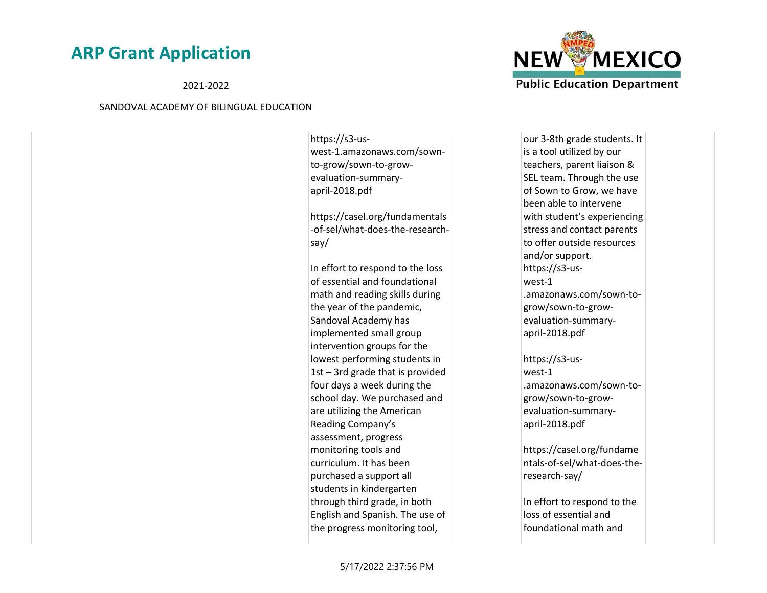| | | |
|---|---|---|
| | https://s3-us-west-1.amazonaws.com/sown-to-grow/sown-to-grow-evaluation-summary-april-2018.pdf<br><br>https://casel.org/fundamentals-of-sel/what-does-the-research-say/<br><br>In effort to respond to the loss of essential and foundational math and reading skills during the year of the pandemic, Sandoval Academy has implemented small group intervention groups for the lowest performing students in 1st – 3rd grade that is provided four days a week during the school day. We purchased and are utilizing the American Reading Company's assessment, progress monitoring tools and curriculum. It has been purchased a support all students in kindergarten through third grade, in both English and Spanish. The use of the progress monitoring tool, | our 3-8th grade students. It is a tool utilized by our teachers, parent liaison & SEL team. Through the use of Sown to Grow, we have been able to intervene with student's experiencing stress and contact parents to offer outside resources and/or support. https://s3-us-west-1.amazonaws.com/sown-to-grow/sown-to-grow-evaluation-summary-april-2018.pdf<br><br>https://s3-us-west-1.amazonaws.com/sown-to-grow/sown-to-grow-evaluation-summary-april-2018.pdf<br><br>https://casel.org/fundamentals-of-sel/what-does-the-research-say/<br><br>In effort to respond to the loss of essential and foundational math and |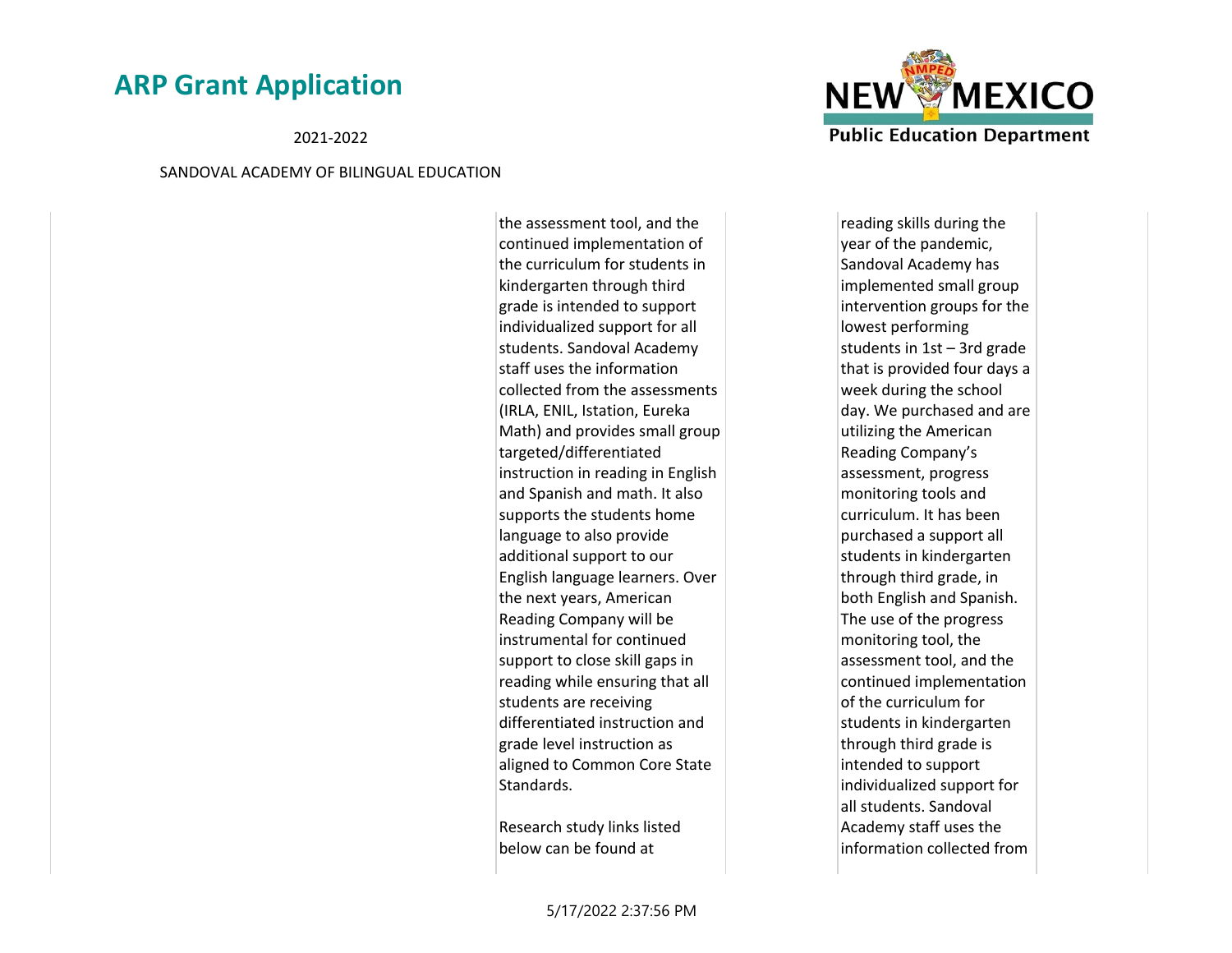| | | | |
|---|---|---|---|
| | the assessment tool, and the continued implementation of the curriculum for students in kindergarten through third grade is intended to support individualized support for all students. Sandoval Academy staff uses the information collected from the assessments (IRLA, ENIL, Istation, Eureka Math) and provides small group targeted/differentiated instruction in reading in English and Spanish and math. It also supports the students home language to also provide additional support to our English language learners. Over the next years, American Reading Company will be instrumental for continued support to close skill gaps in reading while ensuring that all students are receiving differentiated instruction and grade level instruction as aligned to Common Core State Standards.<br><br>Research study links listed below can be found at | | reading skills during the year of the pandemic, Sandoval Academy has implemented small group intervention groups for the lowest performing students in 1st – 3rd grade that is provided four days a week during the school day. We purchased and are utilizing the American Reading Company's assessment, progress monitoring tools and curriculum. It has been purchased a support all students in kindergarten through third grade, in both English and Spanish. The use of the progress monitoring tool, the assessment tool, and the continued implementation of the curriculum for students in kindergarten through third grade is intended to support individualized support for all students. Sandoval Academy staff uses the information collected from |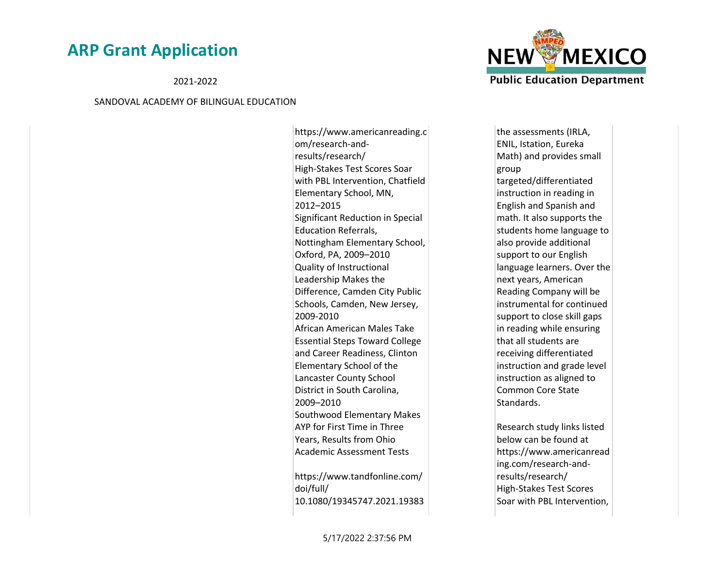| | | |
|---|---|---|
| | https://www.americanreading.com/research-and-results/research/ High-Stakes Test Scores Soar with PBL Intervention, Chatfield Elementary School, MN, 2012–2015 Significant Reduction in Special Education Referrals, Nottingham Elementary School, Oxford, PA, 2009–2010 Quality of Instructional Leadership Makes the Difference, Camden City Public Schools, Camden, New Jersey, 2009-2010 African American Males Take Essential Steps Toward College and Career Readiness, Clinton Elementary School of the Lancaster County School District in South Carolina, 2009–2010 Southwood Elementary Makes AYP for First Time in Three Years, Results from Ohio Academic Assessment Tests<br><br>https://www.tandfonline.com/doi/full/10.1080/19345747.2021.19383 | the assessments (IRLA, ENIL, Istation, Eureka Math) and provides small group targeted/differentiated instruction in reading in English and Spanish and math. It also supports the students home language to also provide additional support to our English language learners. Over the next years, American Reading Company will be instrumental for continued support to close skill gaps in reading while ensuring that all students are receiving differentiated instruction and grade level instruction as aligned to Common Core State Standards.<br><br>Research study links listed below can be found at https://www.americanreading.com/research-and-results/research/ High-Stakes Test Scores Soar with PBL Intervention, |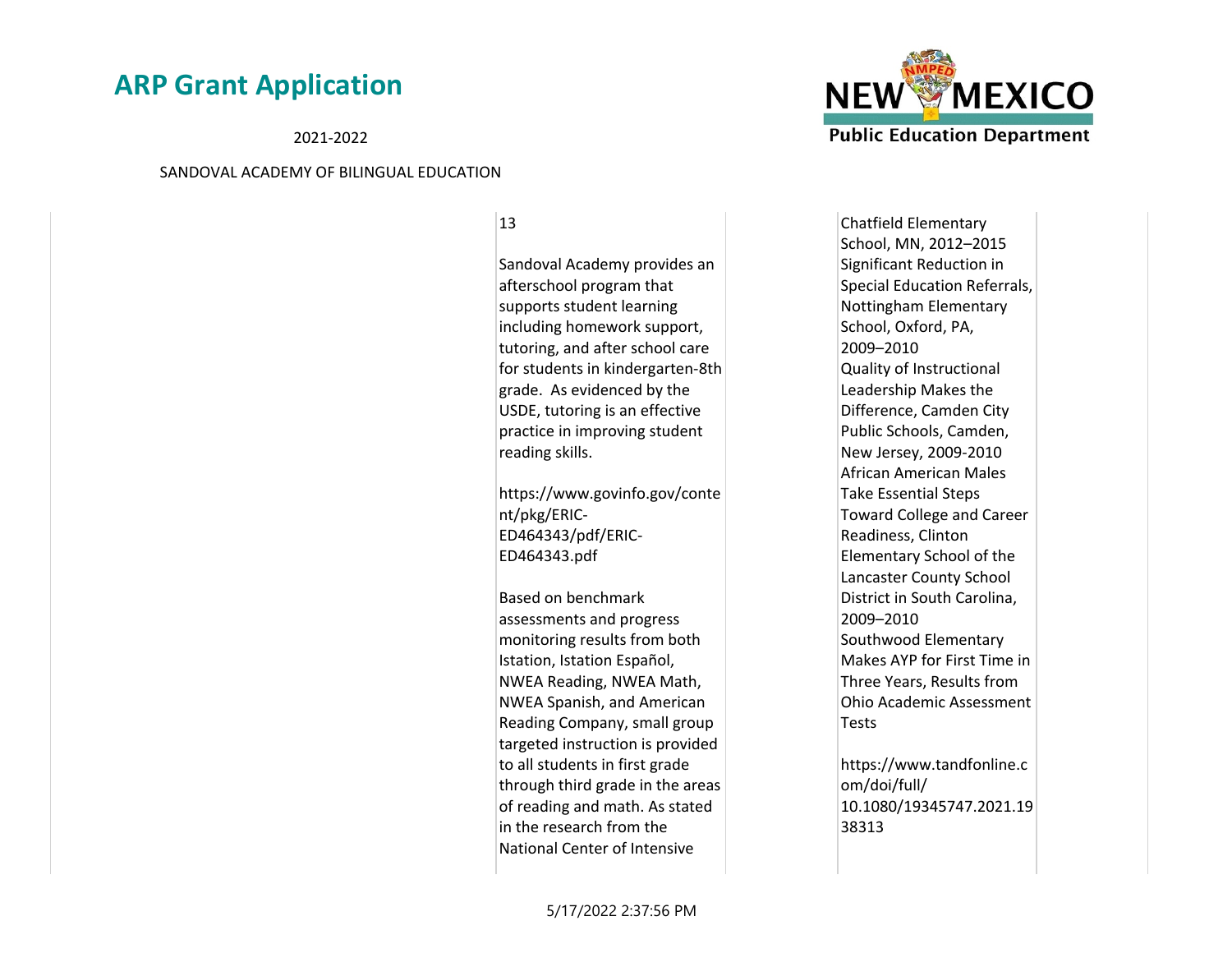| | | |
|---|---|---|
| | 13<br><br>Sandoval Academy provides an afterschool program that supports student learning including homework support, tutoring, and after school care for students in kindergarten-8th grade. As evidenced by the USDE, tutoring is an effective practice in improving student reading skills.<br><br>https://www.govinfo.gov/content/pkg/ERIC-ED464343/pdf/ERIC-ED464343.pdf<br><br>Based on benchmark assessments and progress monitoring results from both Istation, Istation Español, NWEA Reading, NWEA Math, NWEA Spanish, and American Reading Company, small group targeted instruction is provided to all students in first grade through third grade in the areas of reading and math. As stated in the research from the National Center of Intensive | Chatfield Elementary School, MN, 2012–2015 Significant Reduction in Special Education Referrals, Nottingham Elementary School, Oxford, PA, 2009–2010 Quality of Instructional Leadership Makes the Difference, Camden City Public Schools, Camden, New Jersey, 2009-2010 African American Males Take Essential Steps Toward College and Career Readiness, Clinton Elementary School of the Lancaster County School District in South Carolina, 2009–2010 Southwood Elementary Makes AYP for First Time in Three Years, Results from Ohio Academic Assessment Tests<br><br>https://www.tandfonline.com/doi/full/10.1080/19345747.2021.1938313 |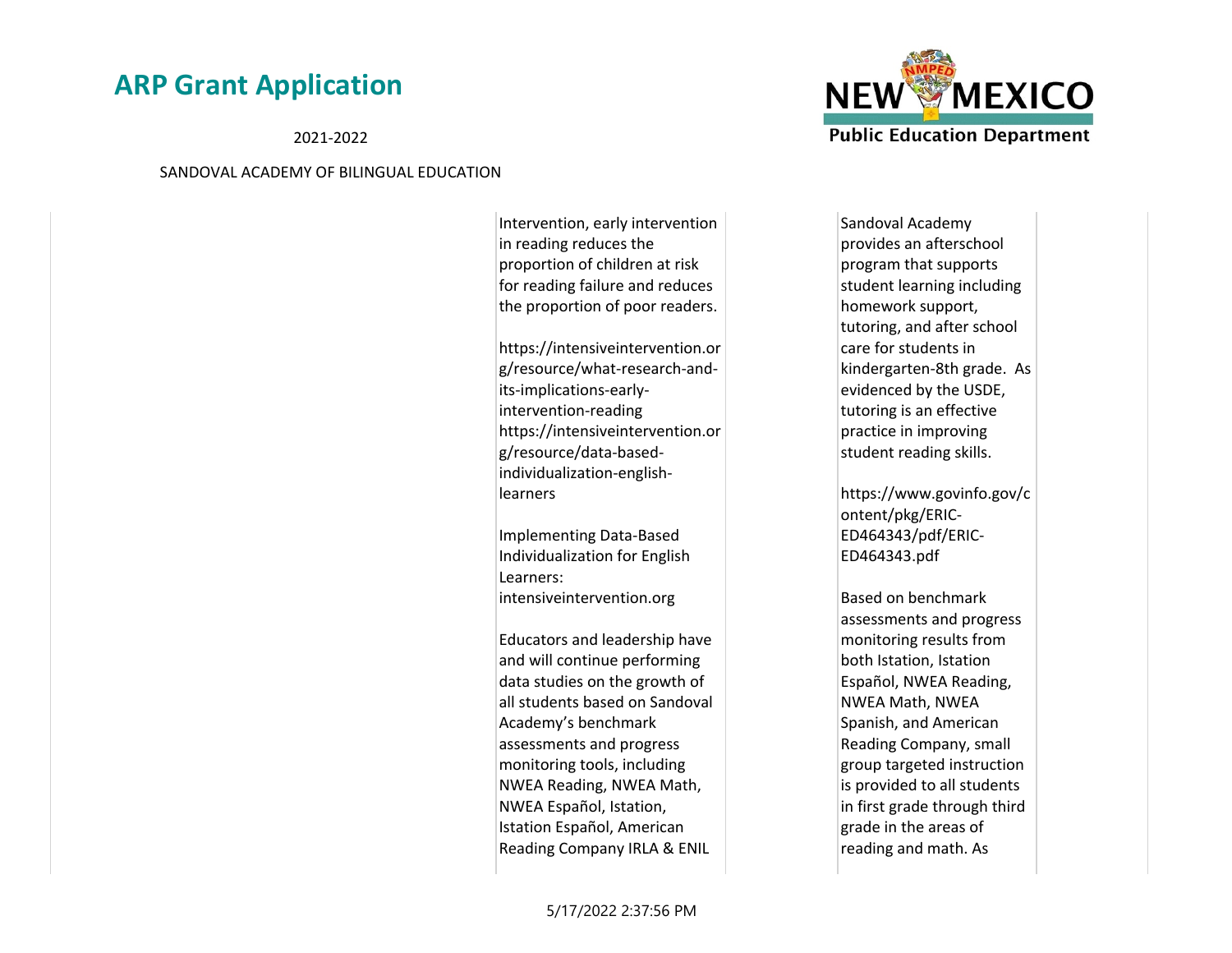| | | |
|---|---|---|
| | Intervention, early intervention in reading reduces the proportion of children at risk for reading failure and reduces the proportion of poor readers.<br><br>https://intensiveintervention.org/resource/what-research-and-its-implications-early-intervention-reading https://intensiveintervention.org/resource/data-based-individualization-english-learners<br><br>Implementing Data-Based Individualization for English Learners: intensiveintervention.org<br><br>Educators and leadership have and will continue performing data studies on the growth of all students based on Sandoval Academy's benchmark assessments and progress monitoring tools, including NWEA Reading, NWEA Math, NWEA Español, Istation, Istation Español, American Reading Company IRLA & ENIL | Sandoval Academy provides an afterschool program that supports student learning including homework support, tutoring, and after school care for students in kindergarten-8th grade. As evidenced by the USDE, tutoring is an effective practice in improving student reading skills.<br><br>https://www.govinfo.gov/content/pkg/ERIC-ED464343/pdf/ERIC-ED464343.pdf<br><br>Based on benchmark assessments and progress monitoring results from both Istation, Istation Español, NWEA Reading, NWEA Math, NWEA Spanish, and American Reading Company, small group targeted instruction is provided to all students in first grade through third grade in the areas of reading and math. As |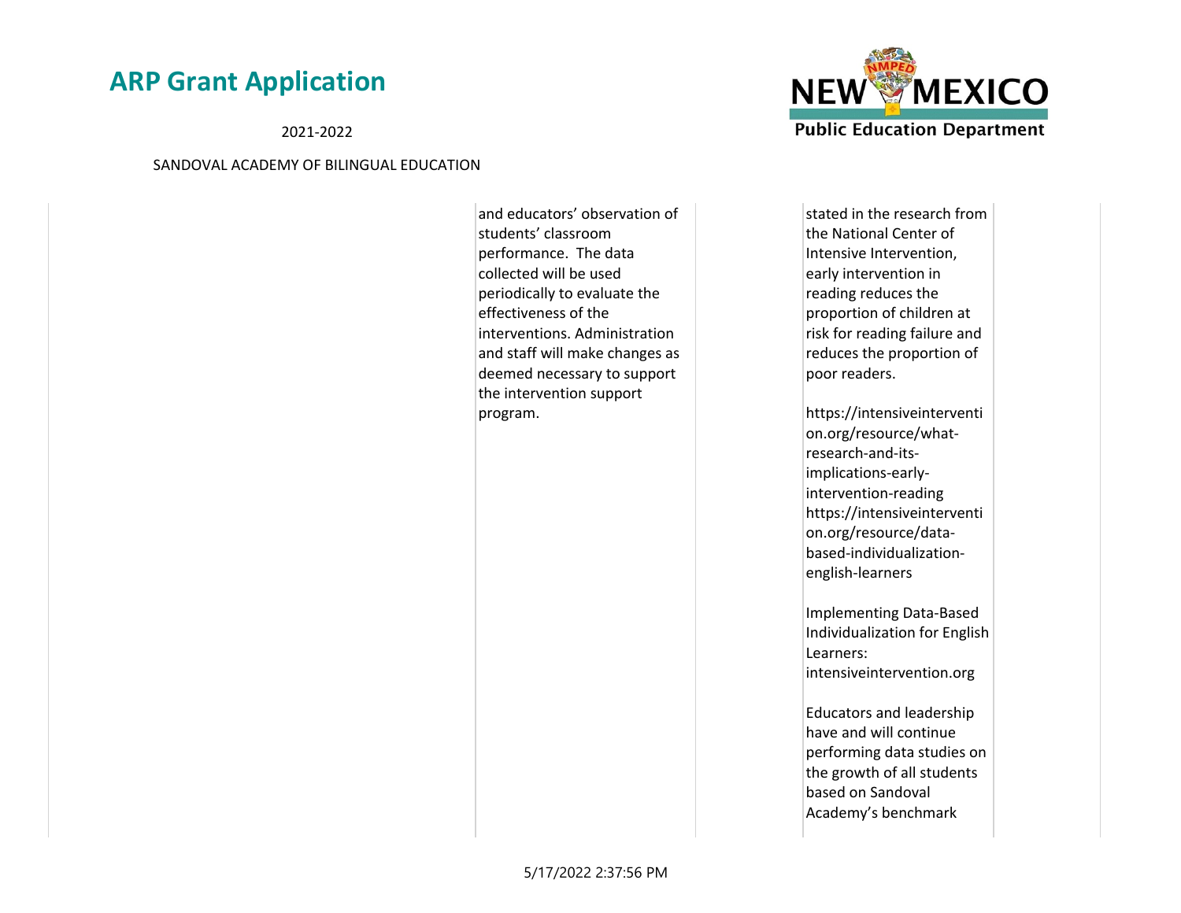| | | | |
|---|---|---|---|
| | and educators' observation of students' classroom performance. The data collected will be used periodically to evaluate the effectiveness of the interventions. Administration and staff will make changes as deemed necessary to support the intervention support program. | | stated in the research from the National Center of Intensive Intervention, early intervention in reading reduces the proportion of children at risk for reading failure and reduces the proportion of poor readers.<br><br>https://intensiveintervention.org/resource/what-research-and-its-implications-early-intervention-reading https://intensiveintervention.org/resource/data-based-individualization-english-learners<br><br>Implementing Data-Based Individualization for English Learners: intensiveintervention.org<br><br>Educators and leadership have and will continue performing data studies on the growth of all students based on Sandoval Academy's benchmark |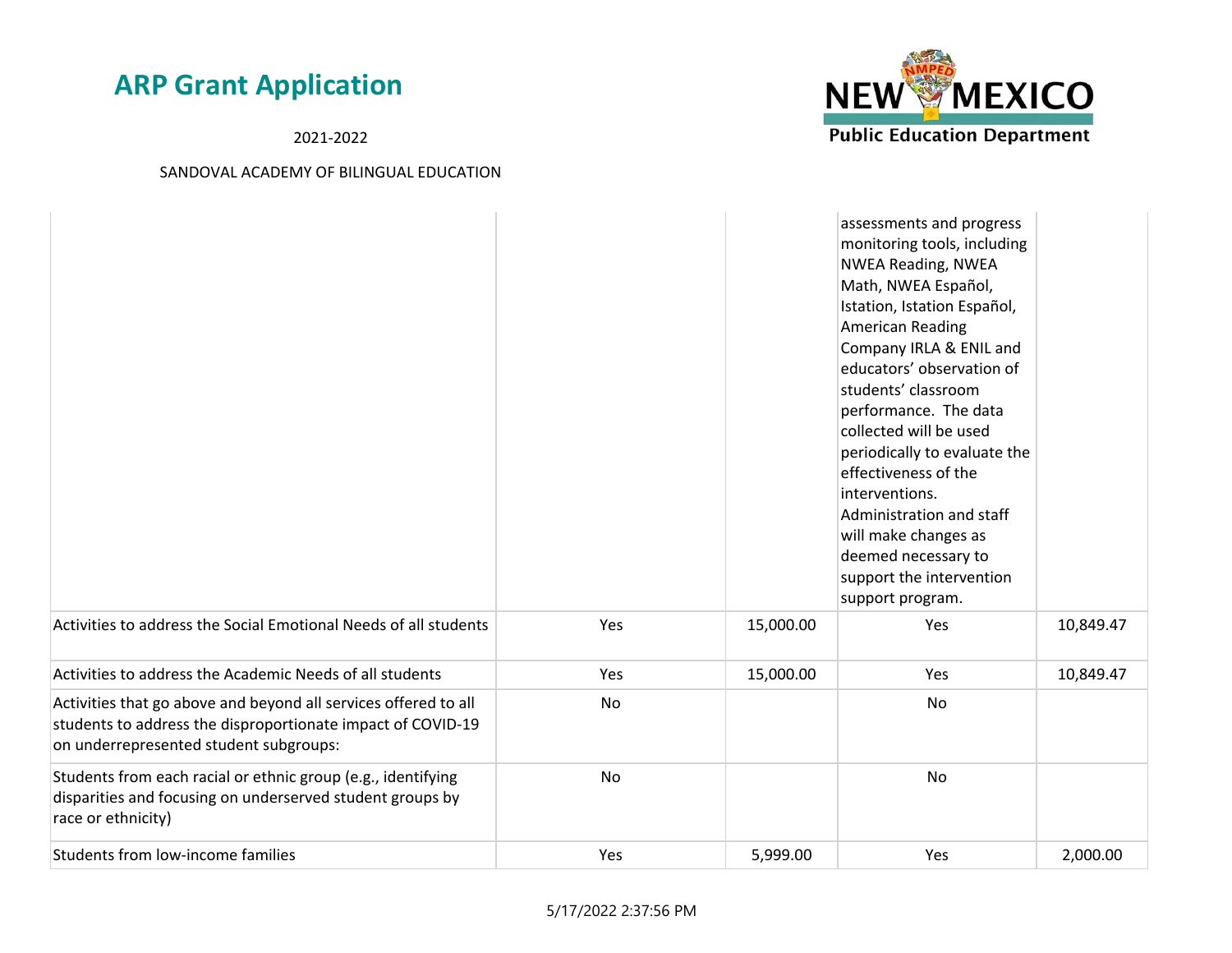| | | | | |
|---|---|---|---|---|
| | | | assessments and progress monitoring tools, including NWEA Reading, NWEA Math, NWEA Español, Istation, Istation Español, American Reading Company IRLA & ENIL and educators' observation of students' classroom performance. The data collected will be used periodically to evaluate the effectiveness of the interventions. Administration and staff will make changes as deemed necessary to support the intervention support program. | |
| Activities to address the Social Emotional Needs of all students | Yes | 15,000.00 | Yes | 10,849.47 |
| Activities to address the Academic Needs of all students | Yes | 15,000.00 | Yes | 10,849.47 |
| Activities that go above and beyond all services offered to all students to address the disproportionate impact of COVID-19 on underrepresented student subgroups: | No | | No | |
| Students from each racial or ethnic group (e.g., identifying disparities and focusing on underserved student groups by race or ethnicity) | No | | No | |
| Students from low-income families | Yes | 5,999.00 | Yes | 2,000.00 |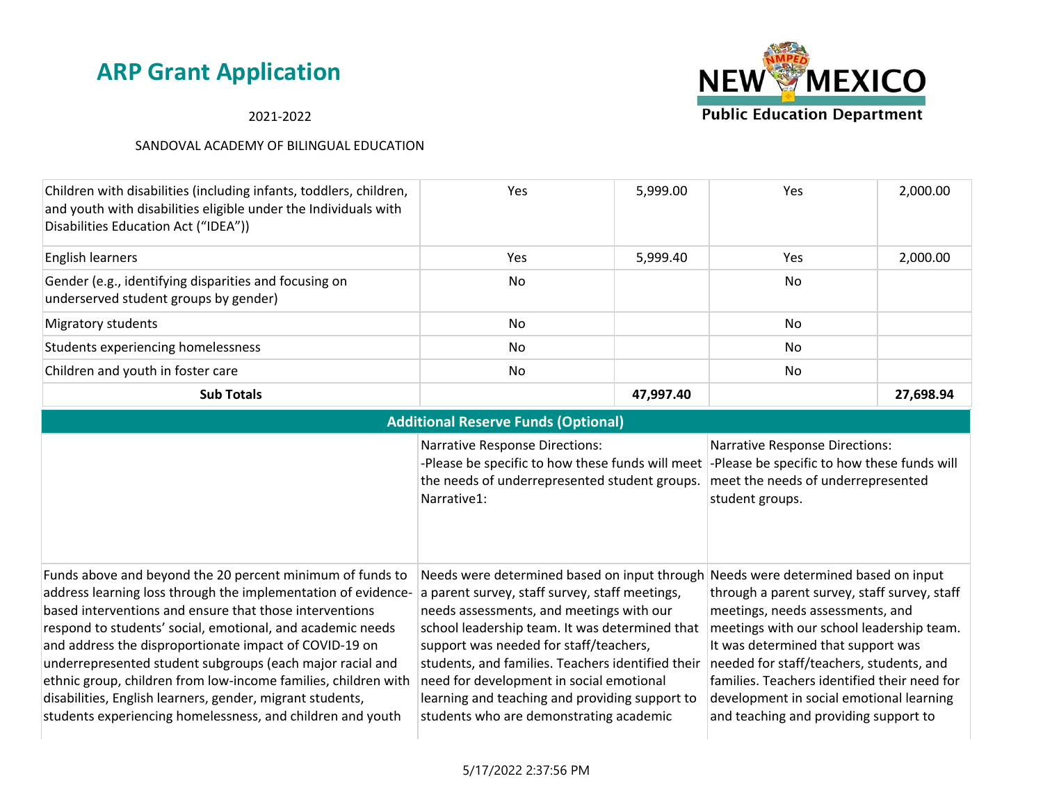# ARP Grant Application

2021-2022

SANDOVAL ACADEMY OF BILINGUAL EDUCATION

| | | | | |
|---|---|---|---|---|
| Children with disabilities (including infants, toddlers, children, and youth with disabilities eligible under the Individuals with Disabilities Education Act (“IDEA”)) | Yes | 5,999.00 | Yes | 2,000.00 |
| English learners | Yes | 5,999.40 | Yes | 2,000.00 |
| Gender (e.g., identifying disparities and focusing on underserved student groups by gender) | No | | No | |
| Migratory students | No | | No | |
| Students experiencing homelessness | No | | No | |
| Children and youth in foster care | No | | No | |
| **Sub Totals** | | **47,997.40** | | **27,698.94** |

## Additional Reserve Funds (Optional)

| | | |
|---|---|---|
| | Narrative Response Directions: -Please be specific to how these funds will meet the needs of underrepresented student groups. Narrative1: | Narrative Response Directions: -Please be specific to how these funds will meet the needs of underrepresented student groups. |
| Funds above and beyond the 20 percent minimum of funds to address learning loss through the implementation of evidence-based interventions and ensure that those interventions respond to students’ social, emotional, and academic needs and address the disproportionate impact of COVID-19 on underrepresented student subgroups (each major racial and ethnic group, children from low-income families, children with disabilities, English learners, gender, migrant students, students experiencing homelessness, and children and youth | Needs were determined based on input through a parent survey, staff survey, staff meetings, needs assessments, and meetings with our school leadership team. It was determined that support was needed for staff/teachers, students, and families. Teachers identified their need for development in social emotional learning and teaching and providing support to students who are demonstrating academic | Needs were determined based on input through a parent survey, staff survey, staff meetings, needs assessments, and meetings with our school leadership team. It was determined that support was needed for staff/teachers, students, and families. Teachers identified their need for development in social emotional learning and teaching and providing support to |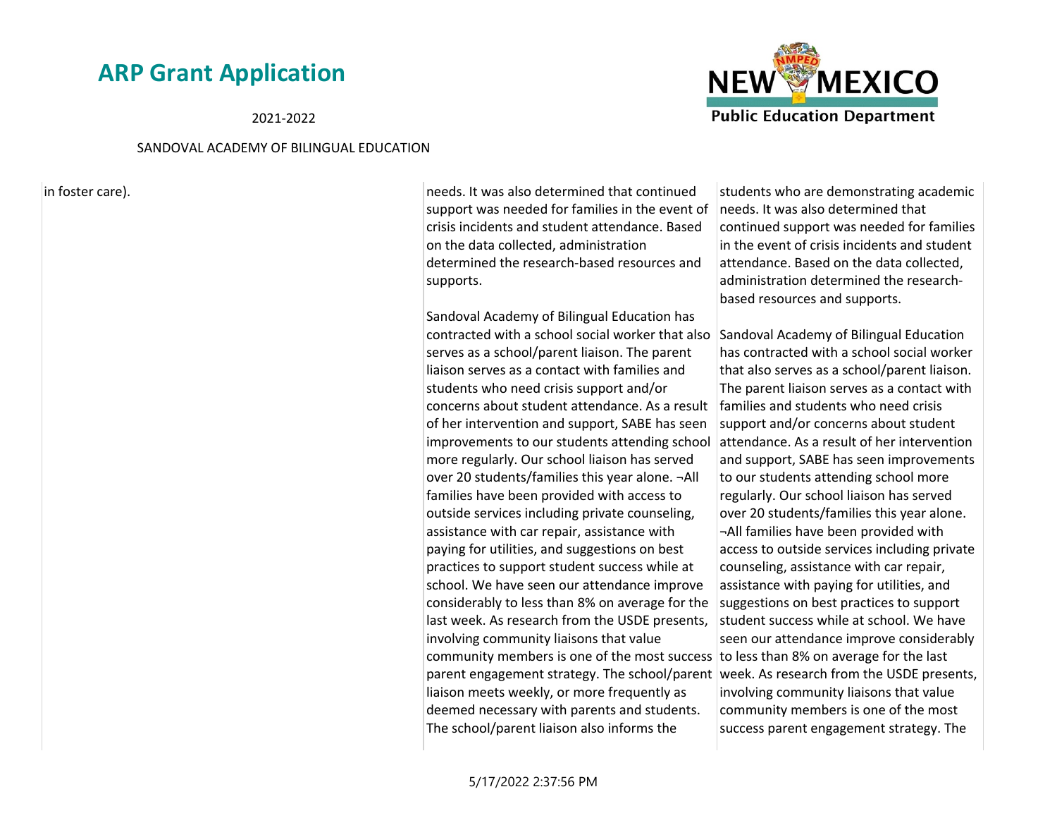| | | |
|---|---|---|
| in foster care). | needs. It was also determined that continued support was needed for families in the event of crisis incidents and student attendance. Based on the data collected, administration determined the research-based resources and supports.<br><br>Sandoval Academy of Bilingual Education has contracted with a school social worker that also serves as a school/parent liaison. The parent liaison serves as a contact with families and students who need crisis support and/or concerns about student attendance. As a result of her intervention and support, SABE has seen improvements to our students attending school more regularly. Our school liaison has served over 20 students/families this year alone. ¬All families have been provided with access to outside services including private counseling, assistance with car repair, assistance with paying for utilities, and suggestions on best practices to support student success while at school. We have seen our attendance improve considerably to less than 8% on average for the last week. As research from the USDE presents, involving community liaisons that value community members is one of the most success parent engagement strategy. The school/parent liaison meets weekly, or more frequently as deemed necessary with parents and students. The school/parent liaison also informs the | students who are demonstrating academic needs. It was also determined that continued support was needed for families in the event of crisis incidents and student attendance. Based on the data collected, administration determined the research-based resources and supports.<br><br>Sandoval Academy of Bilingual Education has contracted with a school social worker that also serves as a school/parent liaison. The parent liaison serves as a contact with families and students who need crisis support and/or concerns about student attendance. As a result of her intervention and support, SABE has seen improvements to our students attending school more regularly. Our school liaison has served over 20 students/families this year alone. ¬All families have been provided with access to outside services including private counseling, assistance with car repair, assistance with paying for utilities, and suggestions on best practices to support student success while at school. We have seen our attendance improve considerably to less than 8% on average for the last week. As research from the USDE presents, involving community liaisons that value community members is one of the most success parent engagement strategy. The |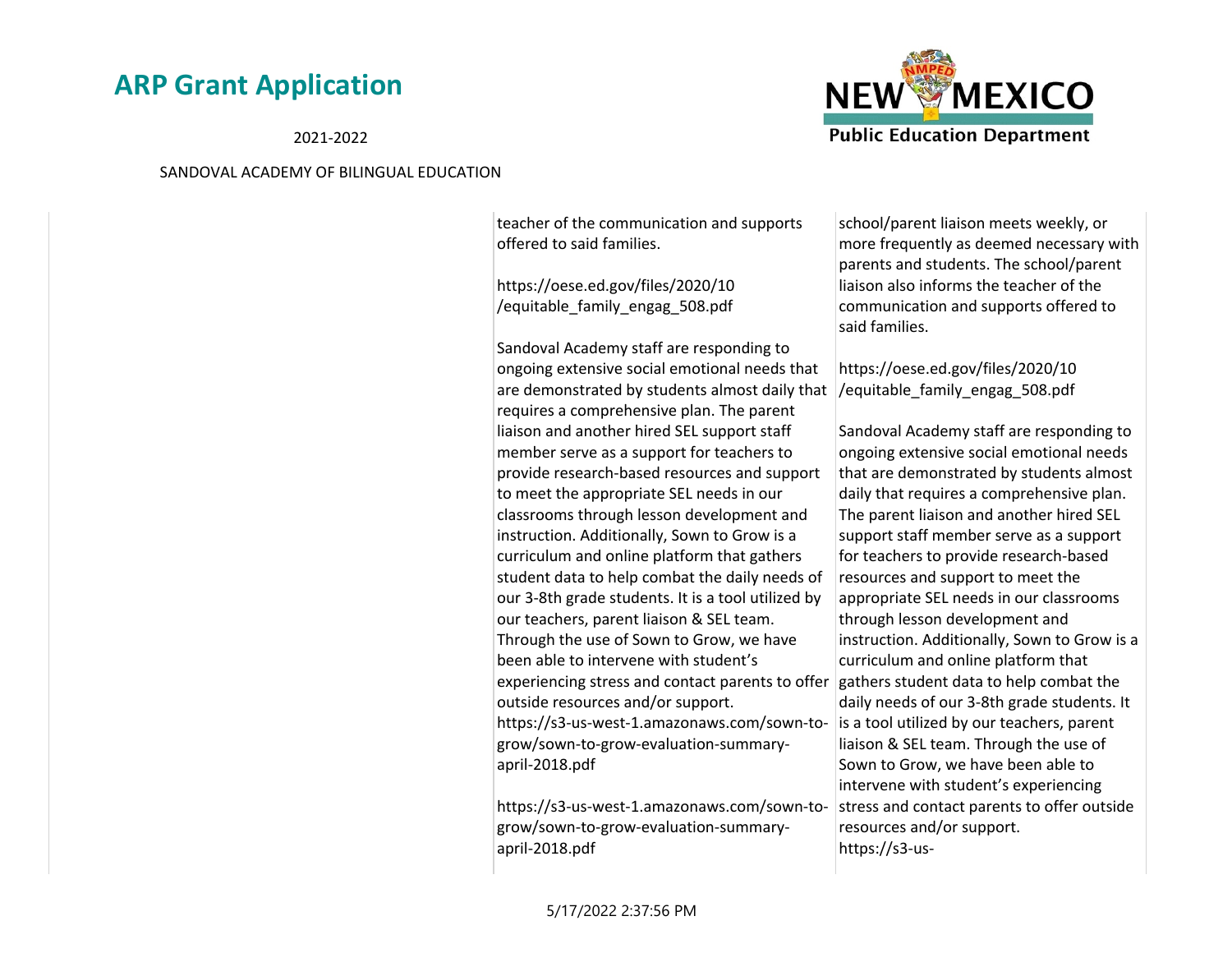| | | |
|---|---|---|
| | teacher of the communication and supports offered to said families.<br><br>https://oese.ed.gov/files/2020/10/equitable_family_engag_508.pdf<br><br>Sandoval Academy staff are responding to ongoing extensive social emotional needs that are demonstrated by students almost daily that requires a comprehensive plan. The parent liaison and another hired SEL support staff member serve as a support for teachers to provide research-based resources and support to meet the appropriate SEL needs in our classrooms through lesson development and instruction. Additionally, Sown to Grow is a curriculum and online platform that gathers student data to help combat the daily needs of our 3-8th grade students. It is a tool utilized by our teachers, parent liaison & SEL team. Through the use of Sown to Grow, we have been able to intervene with student's experiencing stress and contact parents to offer outside resources and/or support. https://s3-us-west-1.amazonaws.com/sown-to-grow/sown-to-grow-evaluation-summary-april-2018.pdf<br><br>https://s3-us-west-1.amazonaws.com/sown-to-grow/sown-to-grow-evaluation-summary-april-2018.pdf | school/parent liaison meets weekly, or more frequently as deemed necessary with parents and students. The school/parent liaison also informs the teacher of the communication and supports offered to said families.<br><br>https://oese.ed.gov/files/2020/10/equitable_family_engag_508.pdf<br><br>Sandoval Academy staff are responding to ongoing extensive social emotional needs that are demonstrated by students almost daily that requires a comprehensive plan. The parent liaison and another hired SEL support staff member serve as a support for teachers to provide research-based resources and support to meet the appropriate SEL needs in our classrooms through lesson development and instruction. Additionally, Sown to Grow is a curriculum and online platform that gathers student data to help combat the daily needs of our 3-8th grade students. It is a tool utilized by our teachers, parent liaison & SEL team. Through the use of Sown to Grow, we have been able to intervene with student's experiencing stress and contact parents to offer outside resources and/or support.<br>https://s3-us- |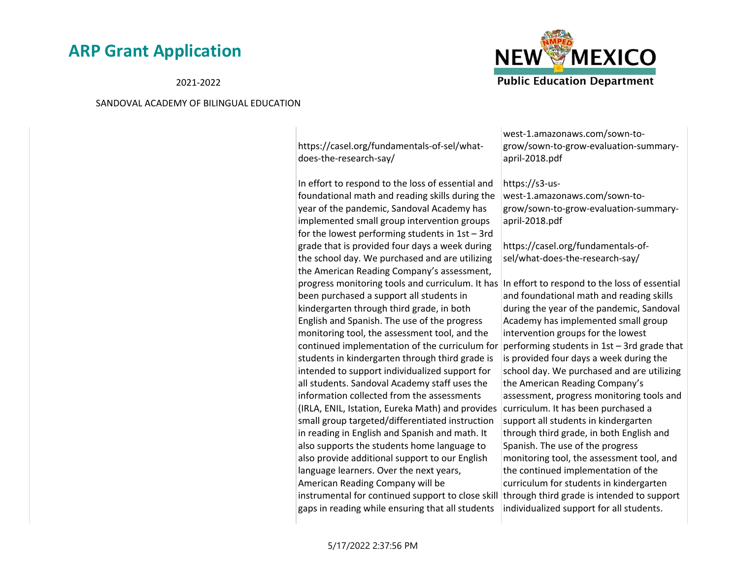| | | |
|---|---|---|
| | https://casel.org/fundamentals-of-sel/what-does-the-research-say/<br><br>In effort to respond to the loss of essential and foundational math and reading skills during the year of the pandemic, Sandoval Academy has implemented small group intervention groups for the lowest performing students in 1st – 3rd grade that is provided four days a week during the school day. We purchased and are utilizing the American Reading Company's assessment, progress monitoring tools and curriculum. It has been purchased a support all students in kindergarten through third grade, in both English and Spanish. The use of the progress monitoring tool, the assessment tool, and the continued implementation of the curriculum for students in kindergarten through third grade is intended to support individualized support for all students. Sandoval Academy staff uses the information collected from the assessments (IRLA, ENIL, Istation, Eureka Math) and provides small group targeted/differentiated instruction in reading in English and Spanish and math. It also supports the students home language to also provide additional support to our English language learners. Over the next years, American Reading Company will be instrumental for continued support to close skill gaps in reading while ensuring that all students | west-1.amazonaws.com/sown-to-grow/sown-to-grow-evaluation-summary-april-2018.pdf<br><br>https://s3-us-west-1.amazonaws.com/sown-to-grow/sown-to-grow-evaluation-summary-april-2018.pdf<br><br>https://casel.org/fundamentals-of-sel/what-does-the-research-say/<br><br>In effort to respond to the loss of essential and foundational math and reading skills during the year of the pandemic, Sandoval Academy has implemented small group intervention groups for the lowest performing students in 1st – 3rd grade that is provided four days a week during the school day. We purchased and are utilizing the American Reading Company's assessment, progress monitoring tools and curriculum. It has been purchased a support all students in kindergarten through third grade, in both English and Spanish. The use of the progress monitoring tool, the assessment tool, and the continued implementation of the curriculum for students in kindergarten through third grade is intended to support individualized support for all students. |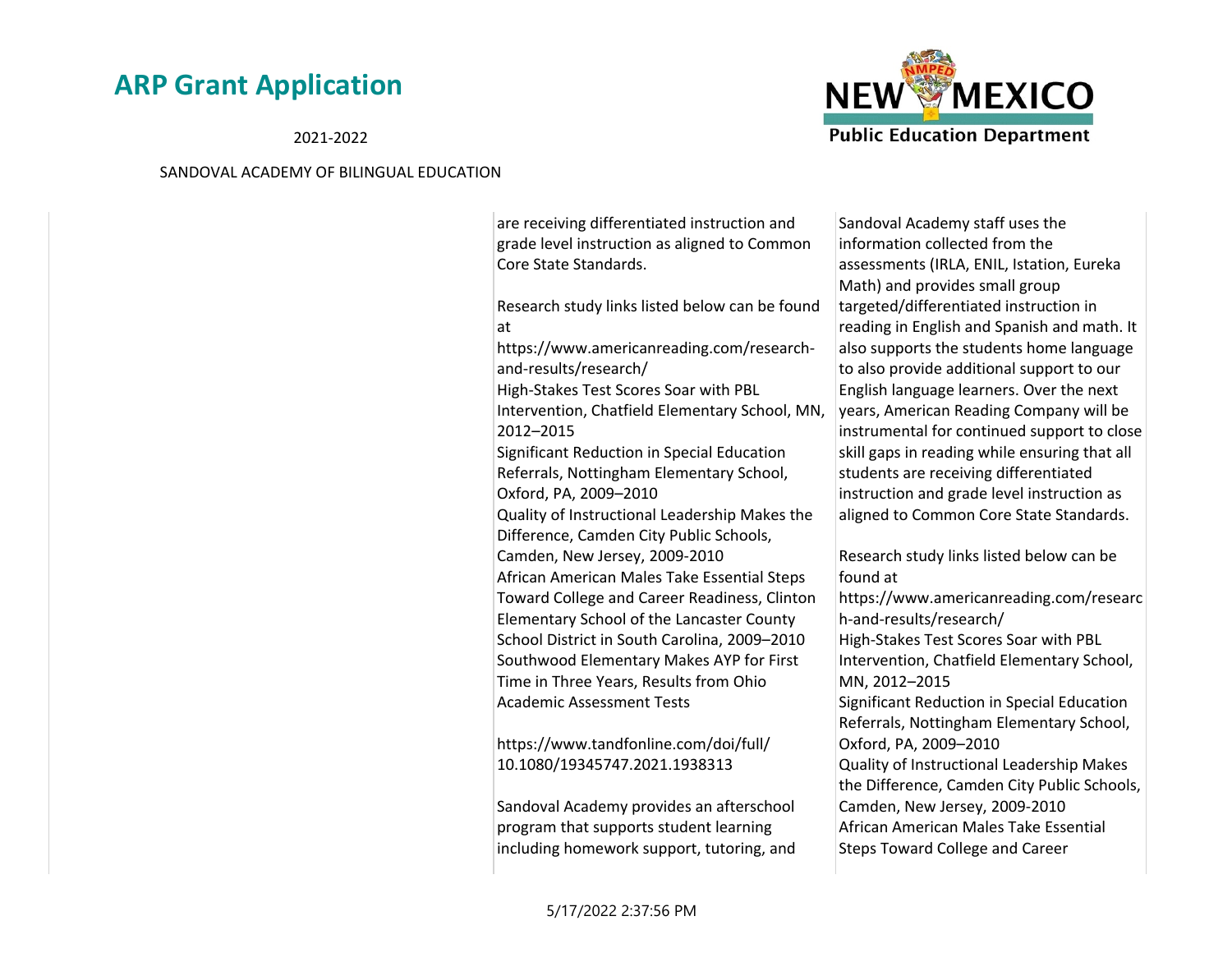| | | |
|---|---|---|
| | are receiving differentiated instruction and grade level instruction as aligned to Common Core State Standards.<br><br>Research study links listed below can be found at<br>https://www.americanreading.com/research-and-results/research/<br>High-Stakes Test Scores Soar with PBL Intervention, Chatfield Elementary School, MN, 2012–2015<br>Significant Reduction in Special Education Referrals, Nottingham Elementary School, Oxford, PA, 2009–2010<br>Quality of Instructional Leadership Makes the Difference, Camden City Public Schools, Camden, New Jersey, 2009-2010<br>African American Males Take Essential Steps Toward College and Career Readiness, Clinton Elementary School of the Lancaster County School District in South Carolina, 2009–2010<br>Southwood Elementary Makes AYP for First Time in Three Years, Results from Ohio Academic Assessment Tests<br><br>https://www.tandfonline.com/doi/full/10.1080/19345747.2021.1938313<br><br>Sandoval Academy provides an afterschool program that supports student learning including homework support, tutoring, and | Sandoval Academy staff uses the information collected from the assessments (IRLA, ENIL, Istation, Eureka Math) and provides small group targeted/differentiated instruction in reading in English and Spanish and math. It also supports the students home language to also provide additional support to our English language learners. Over the next years, American Reading Company will be instrumental for continued support to close skill gaps in reading while ensuring that all students are receiving differentiated instruction and grade level instruction as aligned to Common Core State Standards.<br><br>Research study links listed below can be found at<br>https://www.americanreading.com/research-and-results/research/<br>High-Stakes Test Scores Soar with PBL Intervention, Chatfield Elementary School, MN, 2012–2015<br>Significant Reduction in Special Education Referrals, Nottingham Elementary School, Oxford, PA, 2009–2010<br>Quality of Instructional Leadership Makes the Difference, Camden City Public Schools, Camden, New Jersey, 2009-2010<br>African American Males Take Essential Steps Toward College and Career |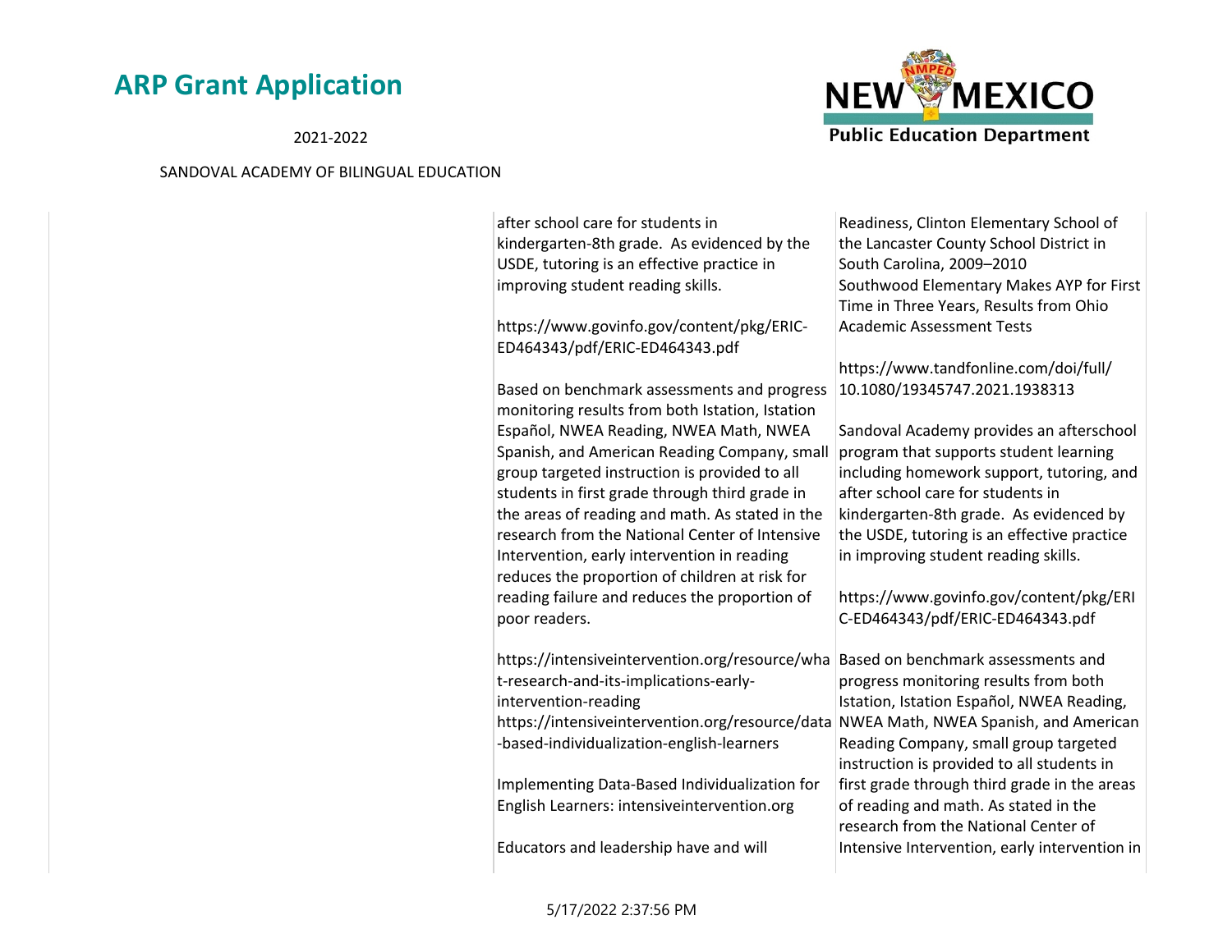| | | |
|---|---|---|
| | after school care for students in kindergarten-8th grade. As evidenced by the USDE, tutoring is an effective practice in improving student reading skills.<br><br>https://www.govinfo.gov/content/pkg/ERIC-ED464343/pdf/ERIC-ED464343.pdf<br><br>Based on benchmark assessments and progress monitoring results from both Istation, Istation Español, NWEA Reading, NWEA Math, NWEA Spanish, and American Reading Company, small group targeted instruction is provided to all students in first grade through third grade in the areas of reading and math. As stated in the research from the National Center of Intensive Intervention, early intervention in reading reduces the proportion of children at risk for reading failure and reduces the proportion of poor readers.<br><br>https://intensiveintervention.org/resource/what-research-and-its-implications-early-intervention-reading<br>https://intensiveintervention.org/resource/data-based-individualization-english-learners<br><br>Implementing Data-Based Individualization for English Learners: intensiveintervention.org<br><br>Educators and leadership have and will | Readiness, Clinton Elementary School of the Lancaster County School District in South Carolina, 2009–2010<br>Southwood Elementary Makes AYP for First Time in Three Years, Results from Ohio Academic Assessment Tests<br><br>https://www.tandfonline.com/doi/full/10.1080/19345747.2021.1938313<br><br>Sandoval Academy provides an afterschool program that supports student learning including homework support, tutoring, and after school care for students in kindergarten-8th grade. As evidenced by the USDE, tutoring is an effective practice in improving student reading skills.<br><br>https://www.govinfo.gov/content/pkg/ERIC-ED464343/pdf/ERIC-ED464343.pdf<br><br>Based on benchmark assessments and progress monitoring results from both Istation, Istation Español, NWEA Reading, NWEA Math, NWEA Spanish, and American Reading Company, small group targeted instruction is provided to all students in first grade through third grade in the areas of reading and math. As stated in the research from the National Center of Intensive Intervention, early intervention in |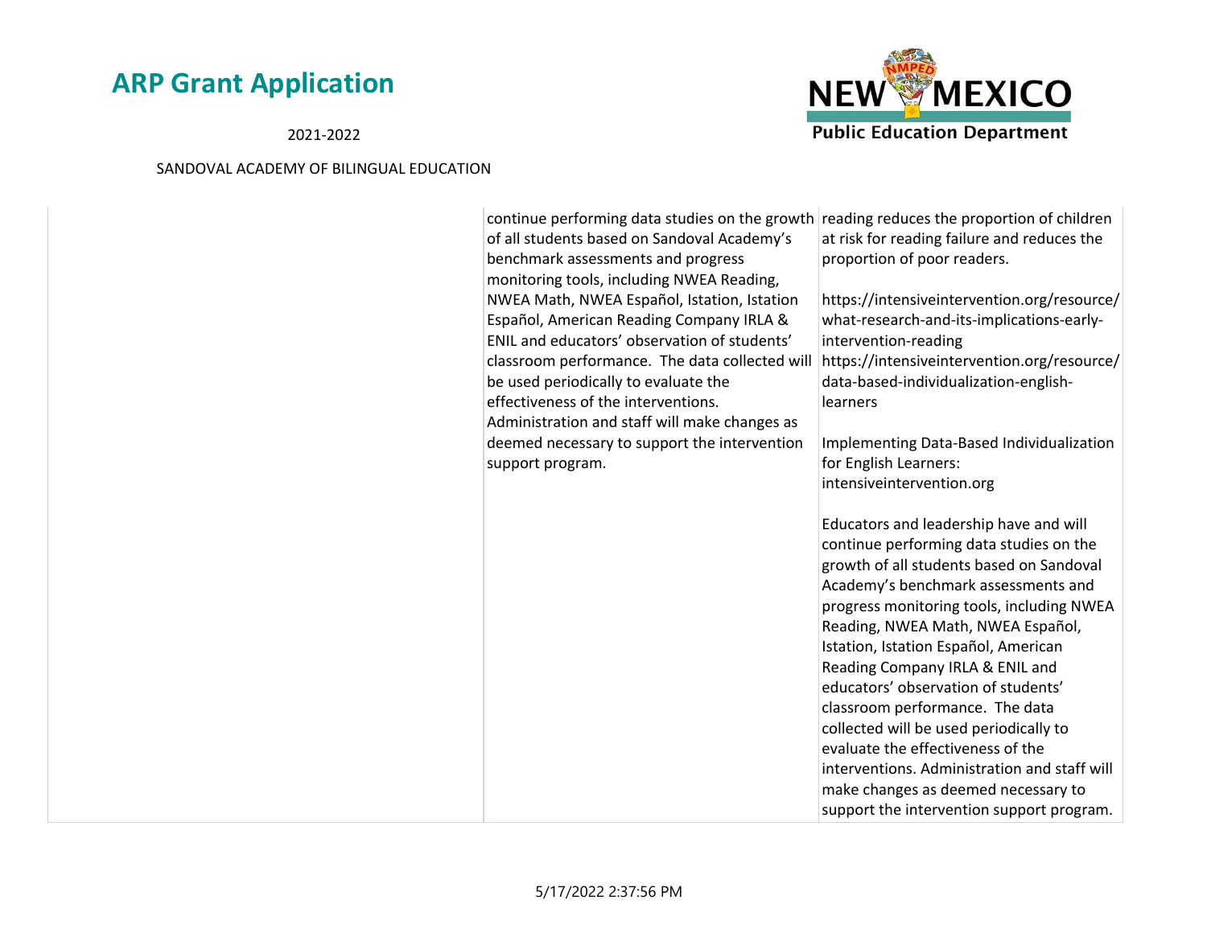| | | |
|---|---|---|
| | continue performing data studies on the growth of all students based on Sandoval Academy's benchmark assessments and progress monitoring tools, including NWEA Reading, NWEA Math, NWEA Español, Istation, Istation Español, American Reading Company IRLA & ENIL and educators' observation of students' classroom performance. The data collected will be used periodically to evaluate the effectiveness of the interventions. Administration and staff will make changes as deemed necessary to support the intervention support program. | reading reduces the proportion of children at risk for reading failure and reduces the proportion of poor readers.<br><br>https://intensiveintervention.org/resource/what-research-and-its-implications-early-intervention-reading<br>https://intensiveintervention.org/resource/data-based-individualization-english-learners<br><br>Implementing Data-Based Individualization for English Learners: intensiveintervention.org<br><br>Educators and leadership have and will continue performing data studies on the growth of all students based on Sandoval Academy's benchmark assessments and progress monitoring tools, including NWEA Reading, NWEA Math, NWEA Español, Istation, Istation Español, American Reading Company IRLA & ENIL and educators' observation of students' classroom performance. The data collected will be used periodically to evaluate the effectiveness of the interventions. Administration and staff will make changes as deemed necessary to support the intervention support program. |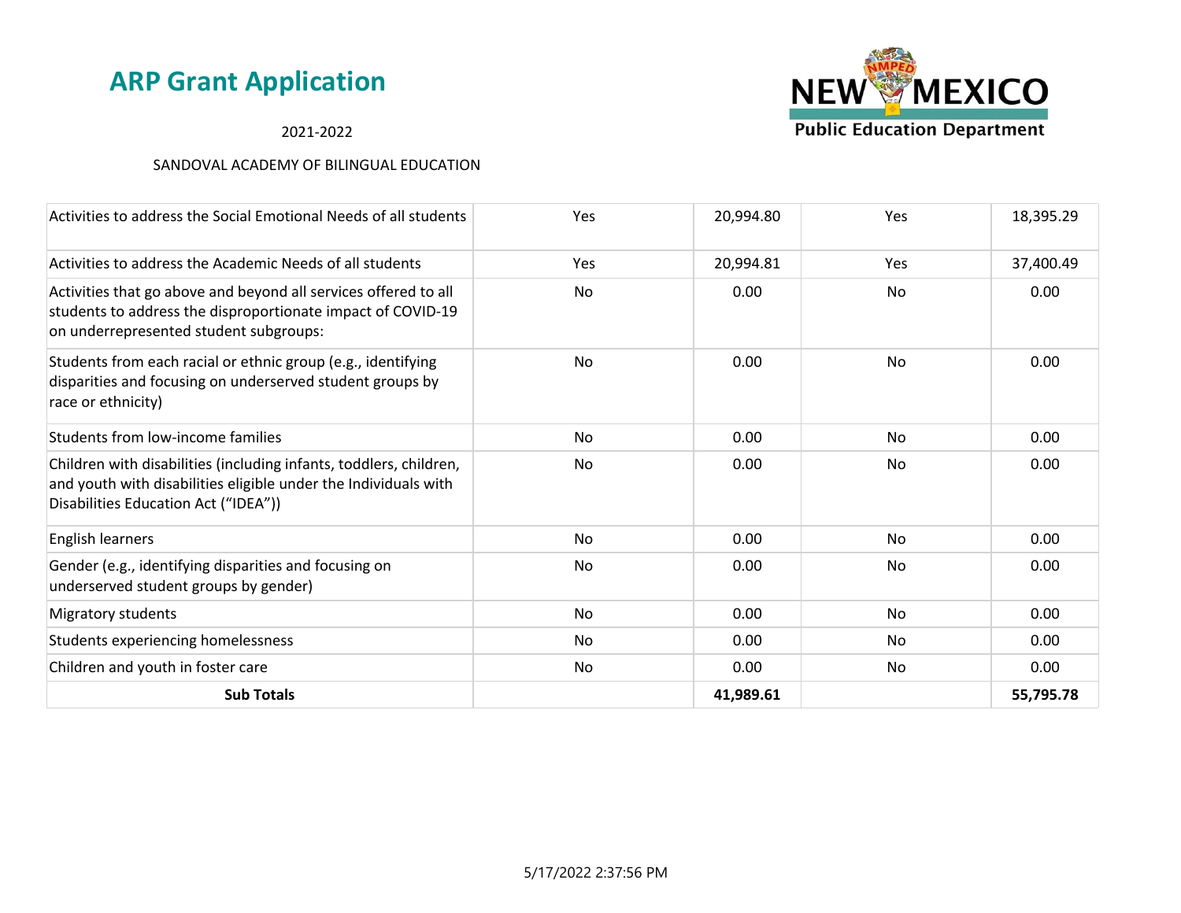# ARP Grant Application

2021-2022

SANDOVAL ACADEMY OF BILINGUAL EDUCATION

| | | | | |
|---|---|---|---|---|
| Activities to address the Social Emotional Needs of all students | Yes | 20,994.80 | Yes | 18,395.29 |
| Activities to address the Academic Needs of all students | Yes | 20,994.81 | Yes | 37,400.49 |
| Activities that go above and beyond all services offered to all students to address the disproportionate impact of COVID-19 on underrepresented student subgroups: | No | 0.00 | No | 0.00 |
| Students from each racial or ethnic group (e.g., identifying disparities and focusing on underserved student groups by race or ethnicity) | No | 0.00 | No | 0.00 |
| Students from low-income families | No | 0.00 | No | 0.00 |
| Children with disabilities (including infants, toddlers, children, and youth with disabilities eligible under the Individuals with Disabilities Education Act ("IDEA")) | No | 0.00 | No | 0.00 |
| English learners | No | 0.00 | No | 0.00 |
| Gender (e.g., identifying disparities and focusing on underserved student groups by gender) | No | 0.00 | No | 0.00 |
| Migratory students | No | 0.00 | No | 0.00 |
| Students experiencing homelessness | No | 0.00 | No | 0.00 |
| Children and youth in foster care | No | 0.00 | No | 0.00 |
| **Sub Totals** | | **41,989.61** | | **55,795.78** |

5/17/2022 2:37:56 PM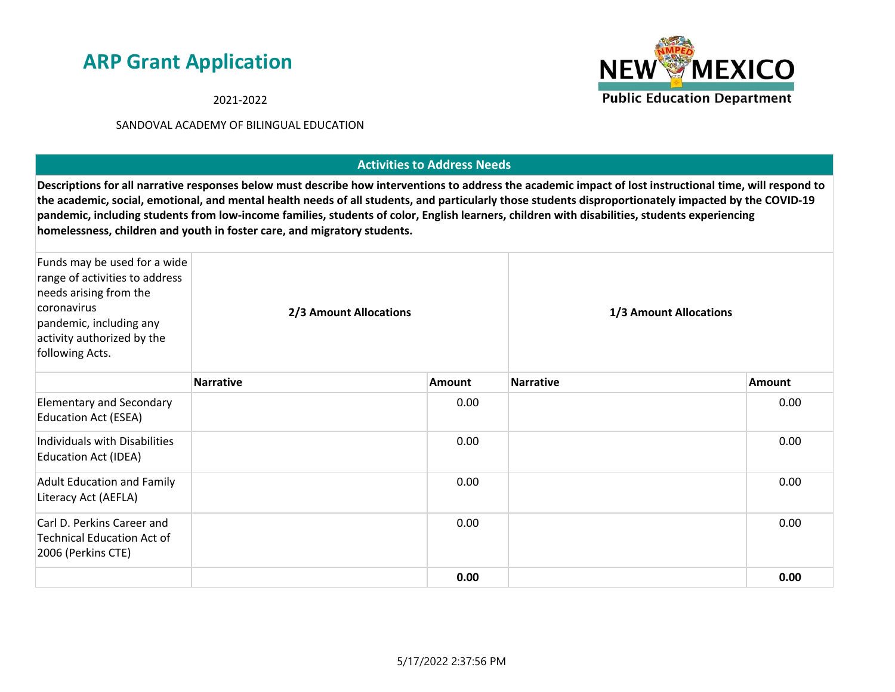# ARP Grant Application

2021-2022

SANDOVAL ACADEMY OF BILINGUAL EDUCATION

## Activities to Address Needs

**Descriptions for all narrative responses below must describe how interventions to address the academic impact of lost instructional time, will respond to the academic, social, emotional, and mental health needs of all students, and particularly those students disproportionately impacted by the COVID-19 pandemic, including students from low-income families, students of color, English learners, children with disabilities, students experiencing homelessness, children and youth in foster care, and migratory students.**

| Funds may be used for a wide range of activities to address needs arising from the coronavirus pandemic, including any activity authorized by the following Acts. | **2/3 Amount Allocations** | | **1/3 Amount Allocations** | |
|---|---|---|---|---|
| | **Narrative** | **Amount** | **Narrative** | **Amount** |
| Elementary and Secondary Education Act (ESEA) | | 0.00 | | 0.00 |
| Individuals with Disabilities Education Act (IDEA) | | 0.00 | | 0.00 |
| Adult Education and Family Literacy Act (AEFLA) | | 0.00 | | 0.00 |
| Carl D. Perkins Career and Technical Education Act of 2006 (Perkins CTE) | | 0.00 | | 0.00 |
| | | **0.00** | | **0.00** |

5/17/2022 2:37:56 PM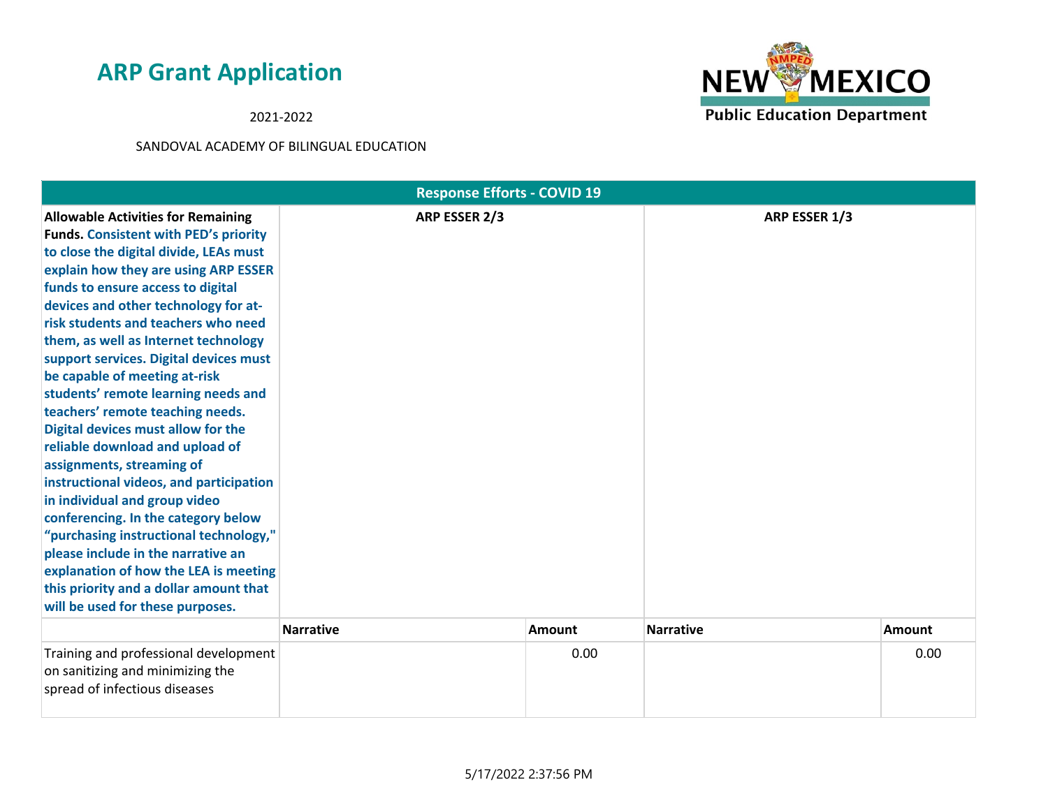# ARP Grant Application

2021-2022

SANDOVAL ACADEMY OF BILINGUAL EDUCATION

| Response Efforts - COVID 19 | | | | |
|---|---|---|---|---|
| **Allowable Activities for Remaining Funds.** **Consistent with PED's priority to close the digital divide, LEAs must explain how they are using ARP ESSER funds to ensure access to digital devices and other technology for at-risk students and teachers who need them, as well as Internet technology support services. Digital devices must be capable of meeting at-risk students' remote learning needs and teachers' remote teaching needs. Digital devices must allow for the reliable download and upload of assignments, streaming of instructional videos, and participation in individual and group video conferencing. In the category below "purchasing instructional technology," please include in the narrative an explanation of how the LEA is meeting this priority and a dollar amount that will be used for these purposes.** | **ARP ESSER 2/3** | | **ARP ESSER 1/3** | |
| | **Narrative** | **Amount** | **Narrative** | **Amount** |
| Training and professional development on sanitizing and minimizing the spread of infectious diseases | | 0.00 | | 0.00 |

5/17/2022 2:37:56 PM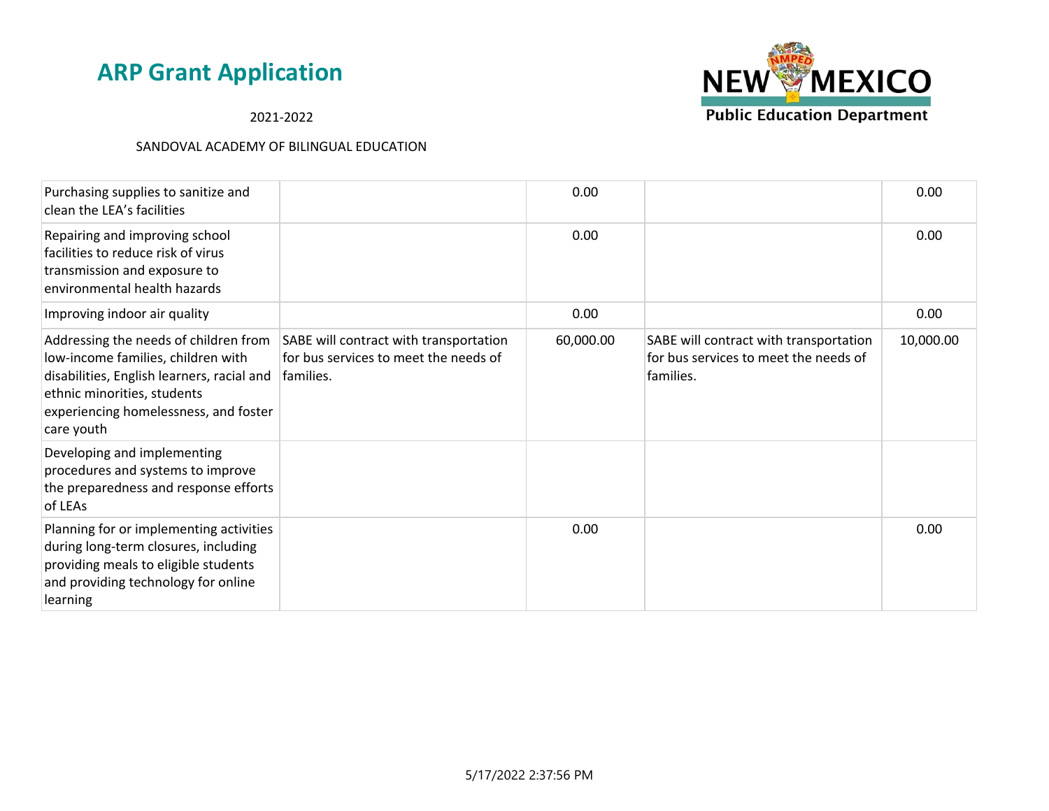# ARP Grant Application

2021-2022

SANDOVAL ACADEMY OF BILINGUAL EDUCATION

| | | | | |
|---|---|---|---|---|
| Purchasing supplies to sanitize and clean the LEA's facilities | | 0.00 | | 0.00 |
| Repairing and improving school facilities to reduce risk of virus transmission and exposure to environmental health hazards | | 0.00 | | 0.00 |
| Improving indoor air quality | | 0.00 | | 0.00 |
| Addressing the needs of children from low-income families, children with disabilities, English learners, racial and ethnic minorities, students experiencing homelessness, and foster care youth | SABE will contract with transportation for bus services to meet the needs of families. | 60,000.00 | SABE will contract with transportation for bus services to meet the needs of families. | 10,000.00 |
| Developing and implementing procedures and systems to improve the preparedness and response efforts of LEAs | | | | |
| Planning for or implementing activities during long-term closures, including providing meals to eligible students and providing technology for online learning | | 0.00 | | 0.00 |

5/17/2022 2:37:56 PM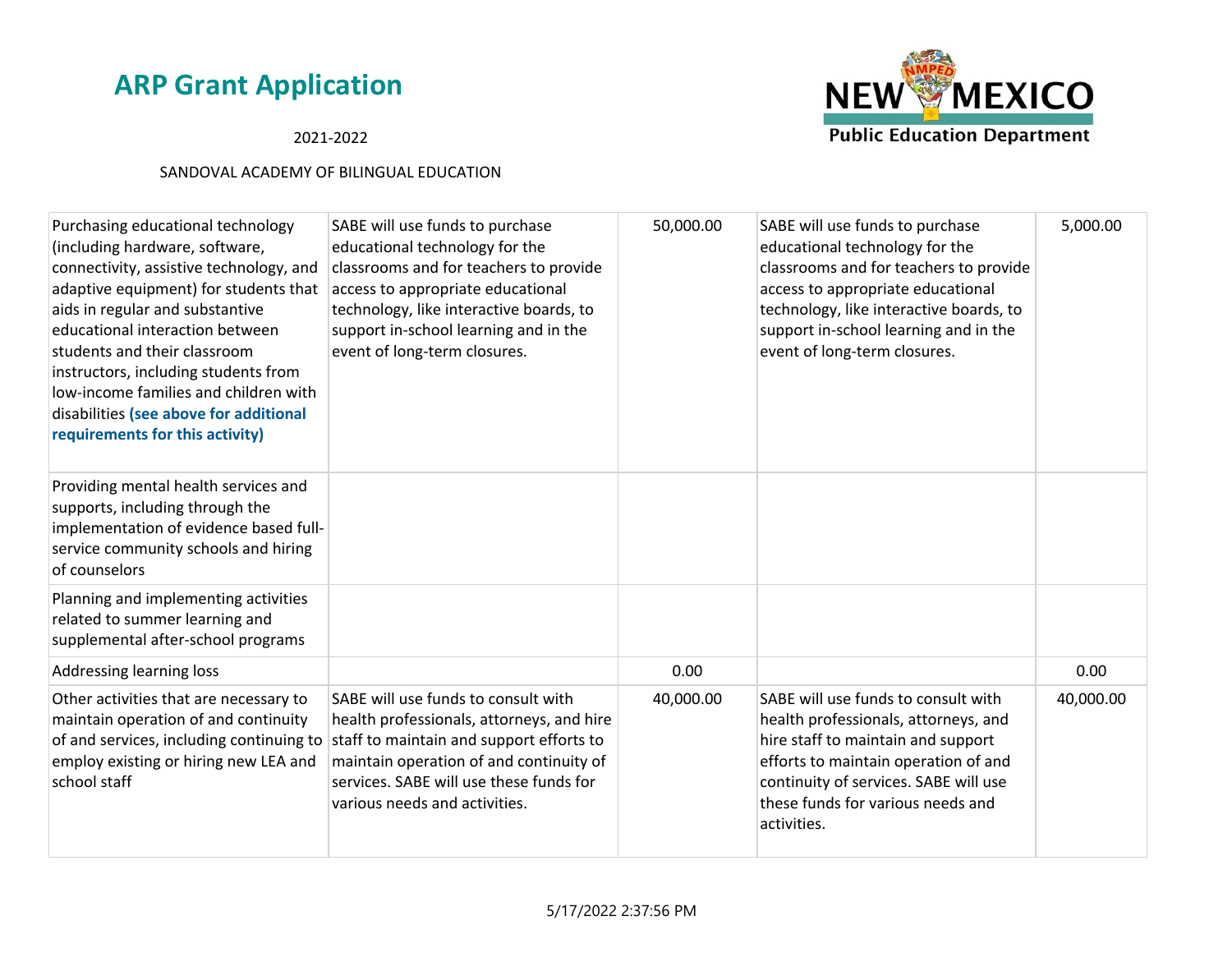# ARP Grant Application

2021-2022

SANDOVAL ACADEMY OF BILINGUAL EDUCATION

| | | | | |
|---|---|---|---|---|
| Purchasing educational technology (including hardware, software, connectivity, assistive technology, and adaptive equipment) for students that aids in regular and substantive educational interaction between students and their classroom instructors, including students from low-income families and children with disabilities **(see above for additional requirements for this activity)** | SABE will use funds to purchase educational technology for the classrooms and for teachers to provide access to appropriate educational technology, like interactive boards, to support in-school learning and in the event of long-term closures. | 50,000.00 | SABE will use funds to purchase educational technology for the classrooms and for teachers to provide access to appropriate educational technology, like interactive boards, to support in-school learning and in the event of long-term closures. | 5,000.00 |
| Providing mental health services and supports, including through the implementation of evidence based full-service community schools and hiring of counselors | | | | |
| Planning and implementing activities related to summer learning and supplemental after-school programs | | | | |
| Addressing learning loss | | 0.00 | | 0.00 |
| Other activities that are necessary to maintain operation of and continuity of and services, including continuing to employ existing or hiring new LEA and school staff | SABE will use funds to consult with health professionals, attorneys, and hire staff to maintain and support efforts to maintain operation of and continuity of services. SABE will use these funds for various needs and activities. | 40,000.00 | SABE will use funds to consult with health professionals, attorneys, and hire staff to maintain and support efforts to maintain operation of and continuity of services. SABE will use these funds for various needs and activities. | 40,000.00 |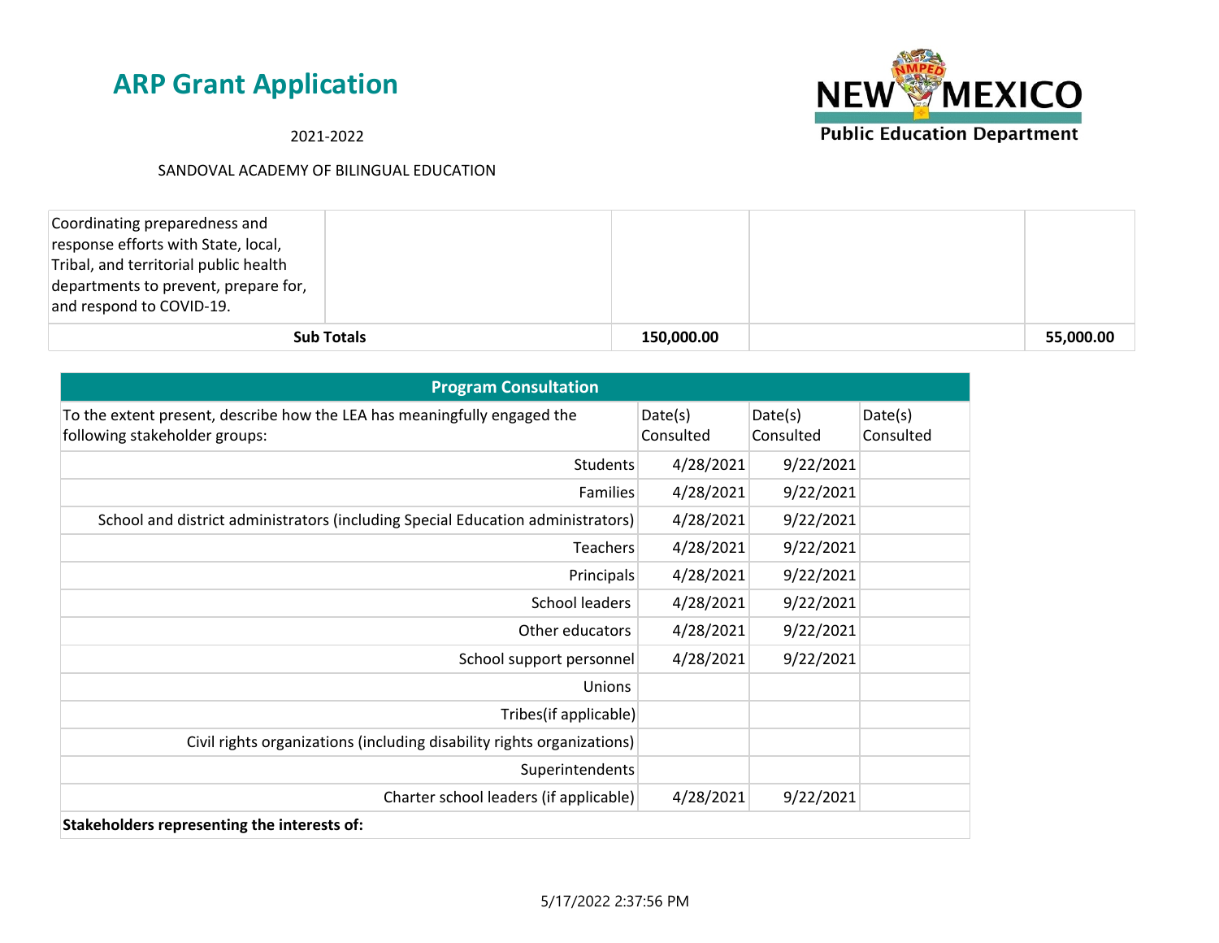# ARP Grant Application

2021-2022

SANDOVAL ACADEMY OF BILINGUAL EDUCATION

| | | | | |
|---|---|---|---|---|
| Coordinating preparedness and response efforts with State, local, Tribal, and territorial public health departments to prevent, prepare for, and respond to COVID-19. | | | | |
| **Sub Totals** | | **150,000.00** | | **55,000.00** |

| Program Consultation | | | |
|---|---|---|---|
| To the extent present, describe how the LEA has meaningfully engaged the following stakeholder groups: | Date(s) Consulted | Date(s) Consulted | Date(s) Consulted |
| Students | 4/28/2021 | 9/22/2021 | |
| Families | 4/28/2021 | 9/22/2021 | |
| School and district administrators (including Special Education administrators) | 4/28/2021 | 9/22/2021 | |
| Teachers | 4/28/2021 | 9/22/2021 | |
| Principals | 4/28/2021 | 9/22/2021 | |
| School leaders | 4/28/2021 | 9/22/2021 | |
| Other educators | 4/28/2021 | 9/22/2021 | |
| School support personnel | 4/28/2021 | 9/22/2021 | |
| Unions | | | |
| Tribes(if applicable) | | | |
| Civil rights organizations (including disability rights organizations) | | | |
| Superintendents | | | |
| Charter school leaders (if applicable) | 4/28/2021 | 9/22/2021 | |
| **Stakeholders representing the interests of:** | | | |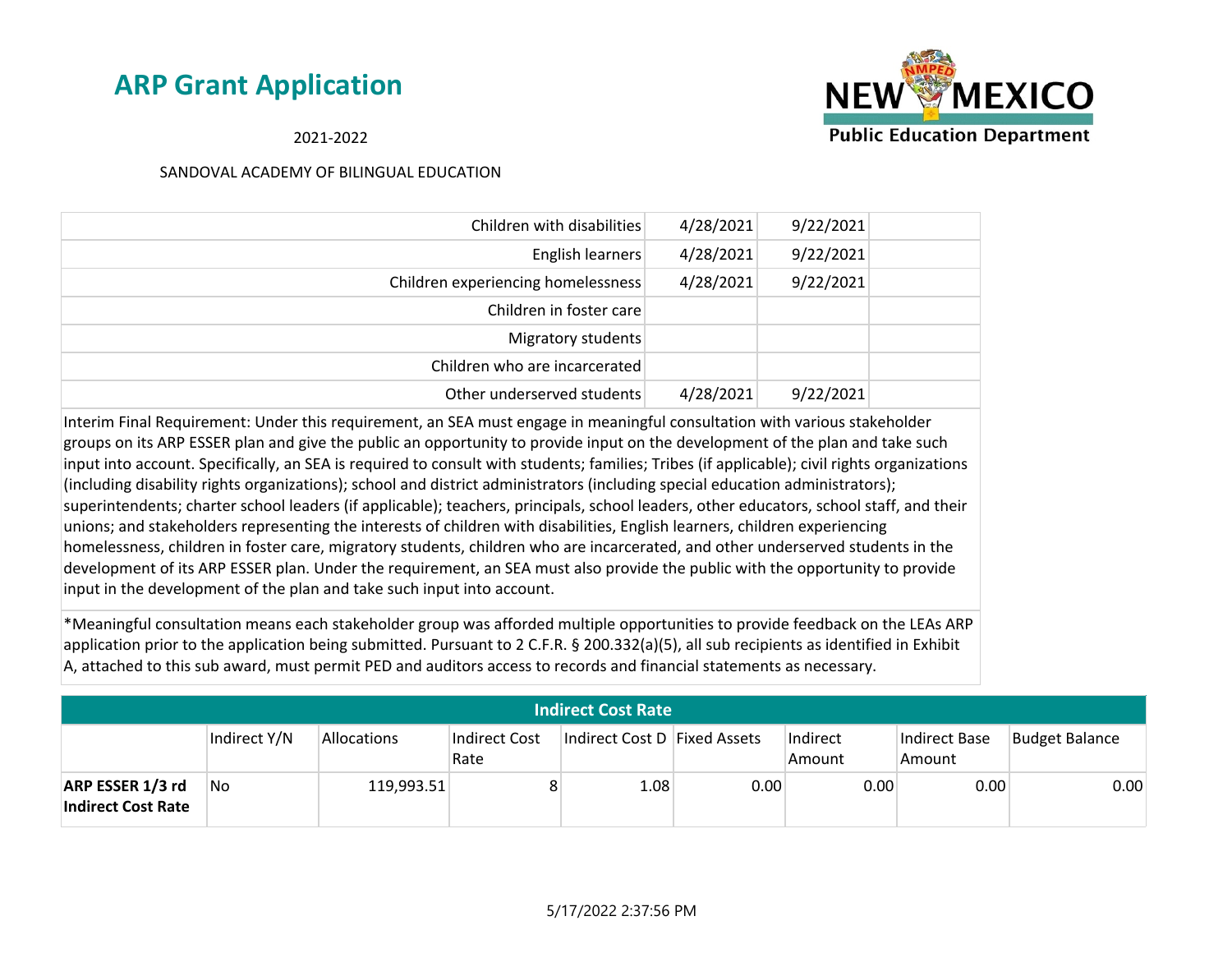# ARP Grant Application

2021-2022

SANDOVAL ACADEMY OF BILINGUAL EDUCATION

| | | | |
|---|---|---|---|
| Children with disabilities | 4/28/2021 | 9/22/2021 | |
| English learners | 4/28/2021 | 9/22/2021 | |
| Children experiencing homelessness | 4/28/2021 | 9/22/2021 | |
| Children in foster care | | | |
| Migratory students | | | |
| Children who are incarcerated | | | |
| Other underserved students | 4/28/2021 | 9/22/2021 | |

Interim Final Requirement: Under this requirement, an SEA must engage in meaningful consultation with various stakeholder groups on its ARP ESSER plan and give the public an opportunity to provide input on the development of the plan and take such input into account. Specifically, an SEA is required to consult with students; families; Tribes (if applicable); civil rights organizations (including disability rights organizations); school and district administrators (including special education administrators); superintendents; charter school leaders (if applicable); teachers, principals, school leaders, other educators, school staff, and their unions; and stakeholders representing the interests of children with disabilities, English learners, children experiencing homelessness, children in foster care, migratory students, children who are incarcerated, and other underserved students in the development of its ARP ESSER plan. Under the requirement, an SEA must also provide the public with the opportunity to provide input in the development of the plan and take such input into account.

*Meaningful consultation means each stakeholder group was afforded multiple opportunities to provide feedback on the LEAs ARP application prior to the application being submitted. Pursuant to 2 C.F.R. § 200.332(a)(5), all sub recipients as identified in Exhibit A, attached to this sub award, must permit PED and auditors access to records and financial statements as necessary.

**Indirect Cost Rate**

| | Indirect Y/N | Allocations | Indirect Cost Rate | Indirect Cost D | Fixed Assets | Indirect Amount | Indirect Base Amount | Budget Balance |
|---|---|---|---|---|---|---|---|---|
| **ARP ESSER 1/3 rd Indirect Cost Rate** | No | 119,993.51 | 8 | 1.08 | 0.00 | 0.00 | 0.00 | 0.00 |

5/17/2022 2:37:56 PM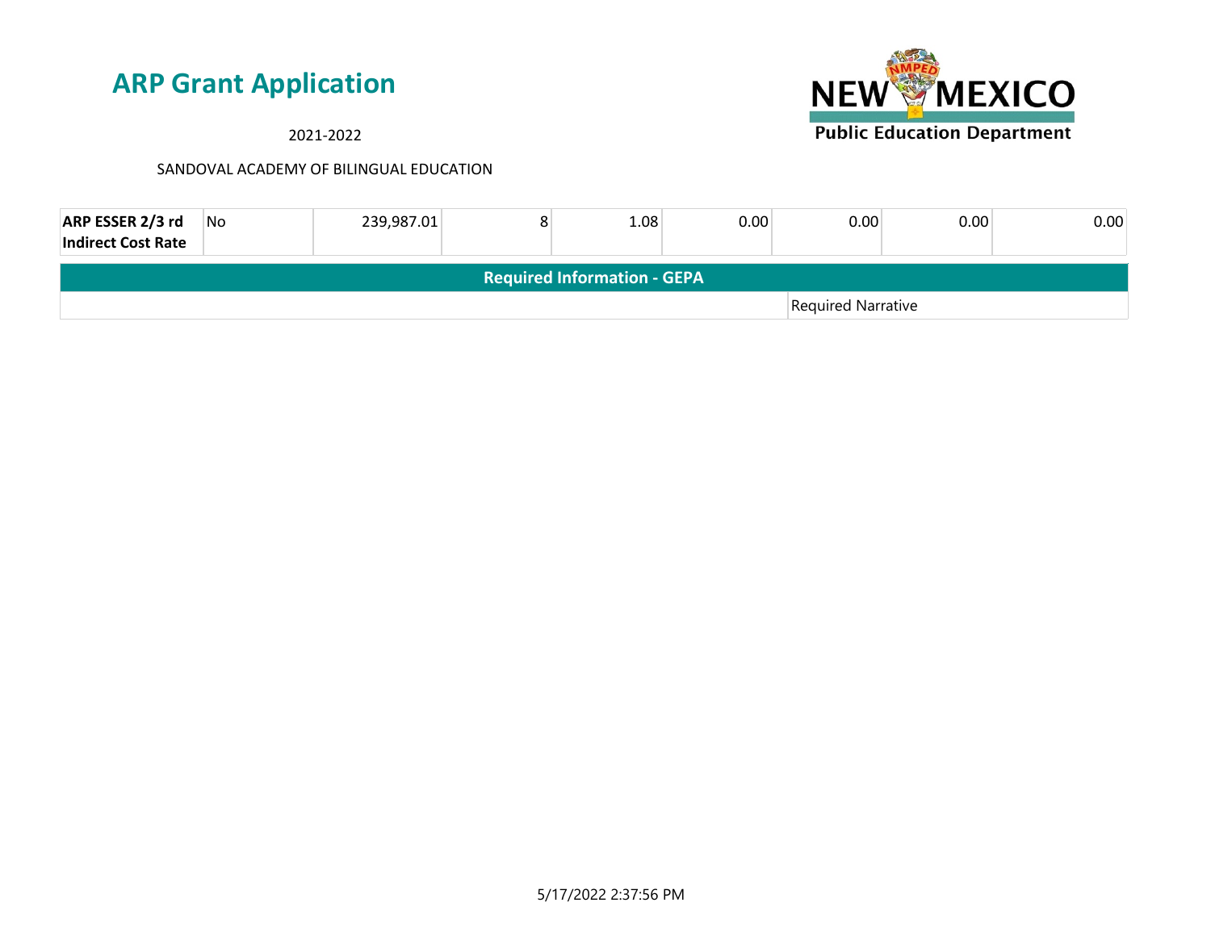# ARP Grant Application

2021-2022

SANDOVAL ACADEMY OF BILINGUAL EDUCATION

| | | | | | | | | |
|---|---|---|---|---|---|---|---|---|
| **ARP ESSER 2/3 rd Indirect Cost Rate** | No | 239,987.01 | 8 | 1.08 | 0.00 | 0.00 | 0.00 | 0.00 |

| **Required Information - GEPA** | |
|---|---|
| | Required Narrative |

5/17/2022 2:37:56 PM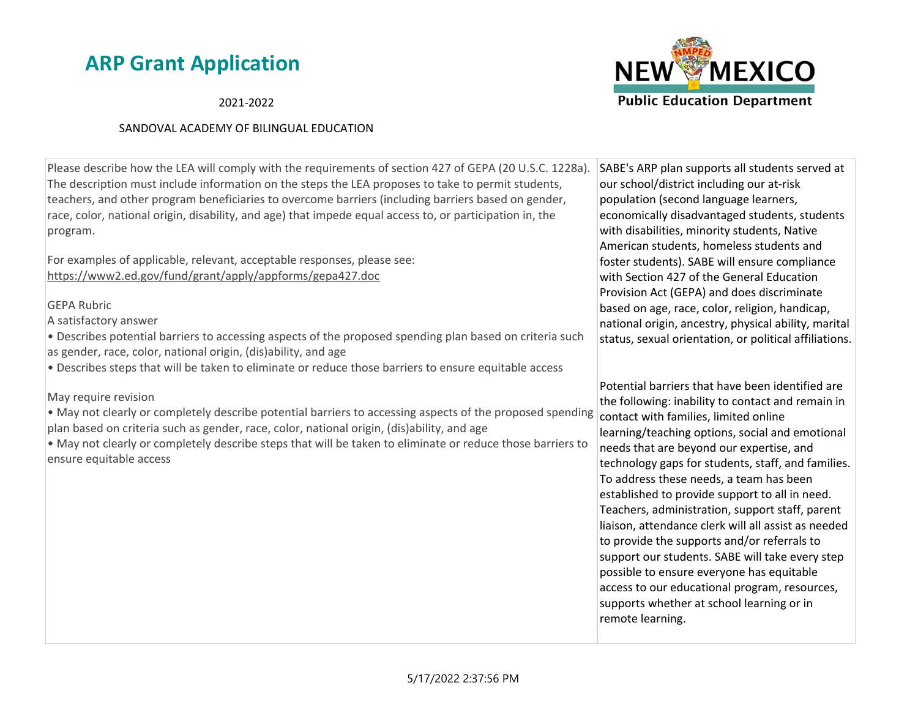# ARP Grant Application

2021-2022

SANDOVAL ACADEMY OF BILINGUAL EDUCATION

| | |
|---|---|
| Please describe how the LEA will comply with the requirements of section 427 of GEPA (20 U.S.C. 1228a). The description must include information on the steps the LEA proposes to take to permit students, teachers, and other program beneficiaries to overcome barriers (including barriers based on gender, race, color, national origin, disability, and age) that impede equal access to, or participation in, the program.<br><br>For examples of applicable, relevant, acceptable responses, please see: https://www2.ed.gov/fund/grant/apply/appforms/gepa427.doc<br><br>GEPA Rubric<br>A satisfactory answer<br>• Describes potential barriers to accessing aspects of the proposed spending plan based on criteria such as gender, race, color, national origin, (dis)ability, and age<br>• Describes steps that will be taken to eliminate or reduce those barriers to ensure equitable access<br><br>May require revision<br>• May not clearly or completely describe potential barriers to accessing aspects of the proposed spending plan based on criteria such as gender, race, color, national origin, (dis)ability, and age<br>• May not clearly or completely describe steps that will be taken to eliminate or reduce those barriers to ensure equitable access | SABE's ARP plan supports all students served at our school/district including our at-risk population (second language learners, economically disadvantaged students, students with disabilities, minority students, Native American students, homeless students and foster students). SABE will ensure compliance with Section 427 of the General Education Provision Act (GEPA) and does discriminate based on age, race, color, religion, handicap, national origin, ancestry, physical ability, marital status, sexual orientation, or political affiliations.<br><br>Potential barriers that have been identified are the following: inability to contact and remain in contact with families, limited online learning/teaching options, social and emotional needs that are beyond our expertise, and technology gaps for students, staff, and families. To address these needs, a team has been established to provide support to all in need. Teachers, administration, support staff, parent liaison, attendance clerk will all assist as needed to provide the supports and/or referrals to support our students. SABE will take every step possible to ensure everyone has equitable access to our educational program, resources, supports whether at school learning or in remote learning. |

5/17/2022 2:37:56 PM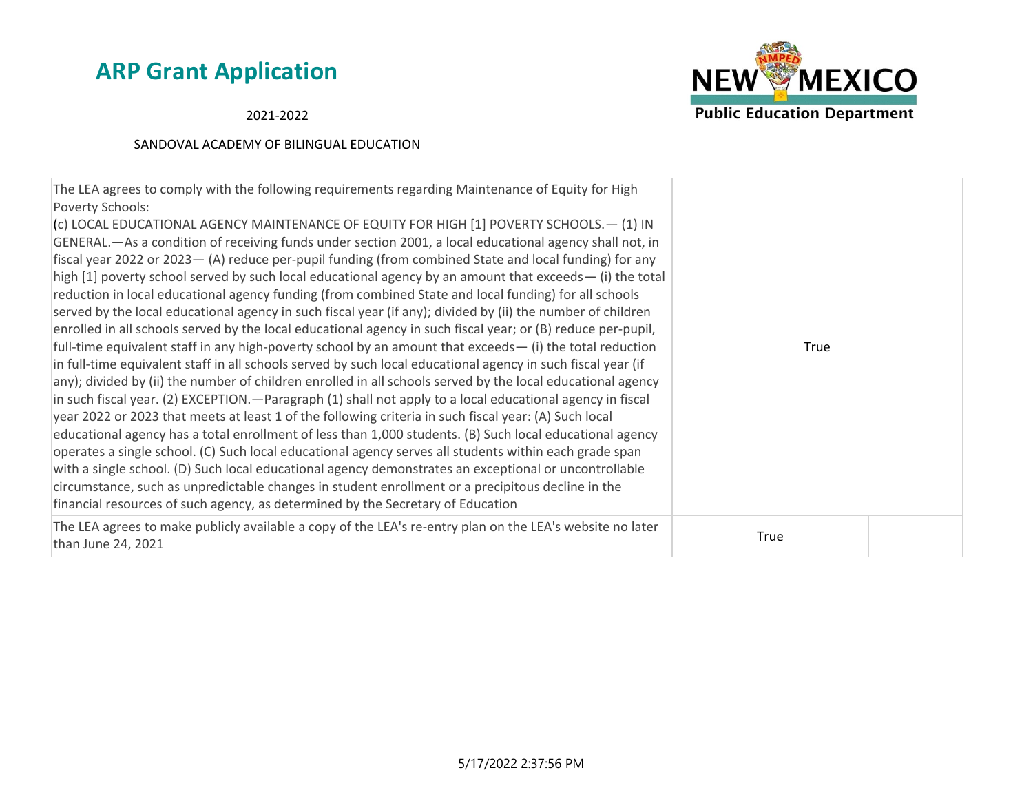## ARP Grant Application

2021-2022

SANDOVAL ACADEMY OF BILINGUAL EDUCATION

| | | |
|---|---|---|
| The LEA agrees to comply with the following requirements regarding Maintenance of Equity for High Poverty Schools: (c) LOCAL EDUCATIONAL AGENCY MAINTENANCE OF EQUITY FOR HIGH [1] POVERTY SCHOOLS.— (1) IN GENERAL.—As a condition of receiving funds under section 2001, a local educational agency shall not, in fiscal year 2022 or 2023— (A) reduce per-pupil funding (from combined State and local funding) for any high [1] poverty school served by such local educational agency by an amount that exceeds— (i) the total reduction in local educational agency funding (from combined State and local funding) for all schools served by the local educational agency in such fiscal year (if any); divided by (ii) the number of children enrolled in all schools served by the local educational agency in such fiscal year; or (B) reduce per-pupil, full-time equivalent staff in any high-poverty school by an amount that exceeds— (i) the total reduction in full-time equivalent staff in all schools served by such local educational agency in such fiscal year (if any); divided by (ii) the number of children enrolled in all schools served by the local educational agency in such fiscal year. (2) EXCEPTION.—Paragraph (1) shall not apply to a local educational agency in fiscal year 2022 or 2023 that meets at least 1 of the following criteria in such fiscal year: (A) Such local educational agency has a total enrollment of less than 1,000 students. (B) Such local educational agency operates a single school. (C) Such local educational agency serves all students within each grade span with a single school. (D) Such local educational agency demonstrates an exceptional or uncontrollable circumstance, such as unpredictable changes in student enrollment or a precipitous decline in the financial resources of such agency, as determined by the Secretary of Education | True | |
| The LEA agrees to make publicly available a copy of the LEA's re-entry plan on the LEA's website no later than June 24, 2021 | True | |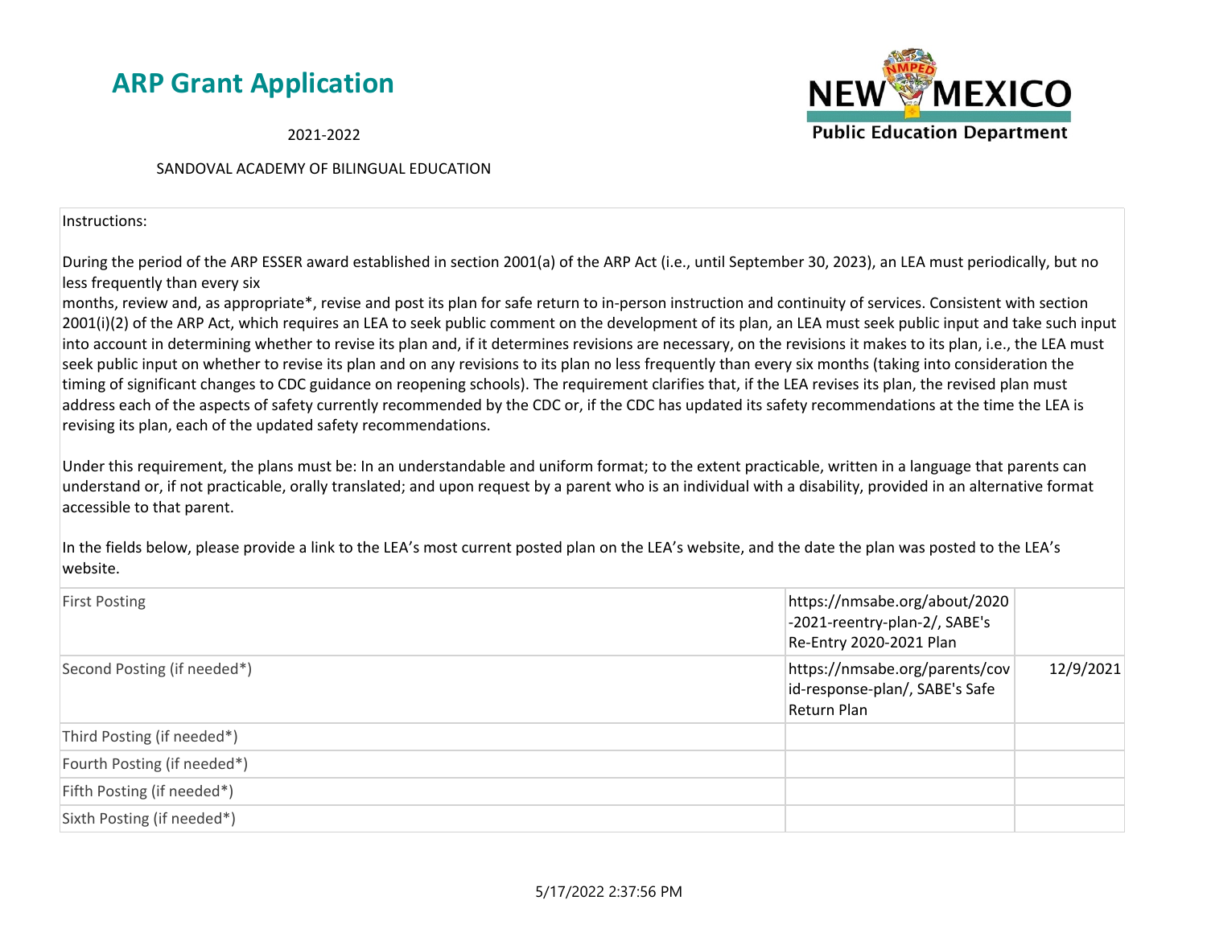# ARP Grant Application

2021-2022

SANDOVAL ACADEMY OF BILINGUAL EDUCATION

Instructions:

During the period of the ARP ESSER award established in section 2001(a) of the ARP Act (i.e., until September 30, 2023), an LEA must periodically, but no less frequently than every six months, review and, as appropriate*, revise and post its plan for safe return to in-person instruction and continuity of services. Consistent with section 2001(i)(2) of the ARP Act, which requires an LEA to seek public comment on the development of its plan, an LEA must seek public input and take such input into account in determining whether to revise its plan and, if it determines revisions are necessary, on the revisions it makes to its plan, i.e., the LEA must seek public input on whether to revise its plan and on any revisions to its plan no less frequently than every six months (taking into consideration the timing of significant changes to CDC guidance on reopening schools). The requirement clarifies that, if the LEA revises its plan, the revised plan must address each of the aspects of safety currently recommended by the CDC or, if the CDC has updated its safety recommendations at the time the LEA is revising its plan, each of the updated safety recommendations.

Under this requirement, the plans must be: In an understandable and uniform format; to the extent practicable, written in a language that parents can understand or, if not practicable, orally translated; and upon request by a parent who is an individual with a disability, provided in an alternative format accessible to that parent.

In the fields below, please provide a link to the LEA's most current posted plan on the LEA's website, and the date the plan was posted to the LEA's website.

| | | |
|---|---|---|
| First Posting | https://nmsabe.org/about/2020-2021-reentry-plan-2/, SABE's Re-Entry 2020-2021 Plan | |
| Second Posting (if needed*) | https://nmsabe.org/parents/covid-response-plan/, SABE's Safe Return Plan | 12/9/2021 |
| Third Posting (if needed*) | | |
| Fourth Posting (if needed*) | | |
| Fifth Posting (if needed*) | | |
| Sixth Posting (if needed*) | | |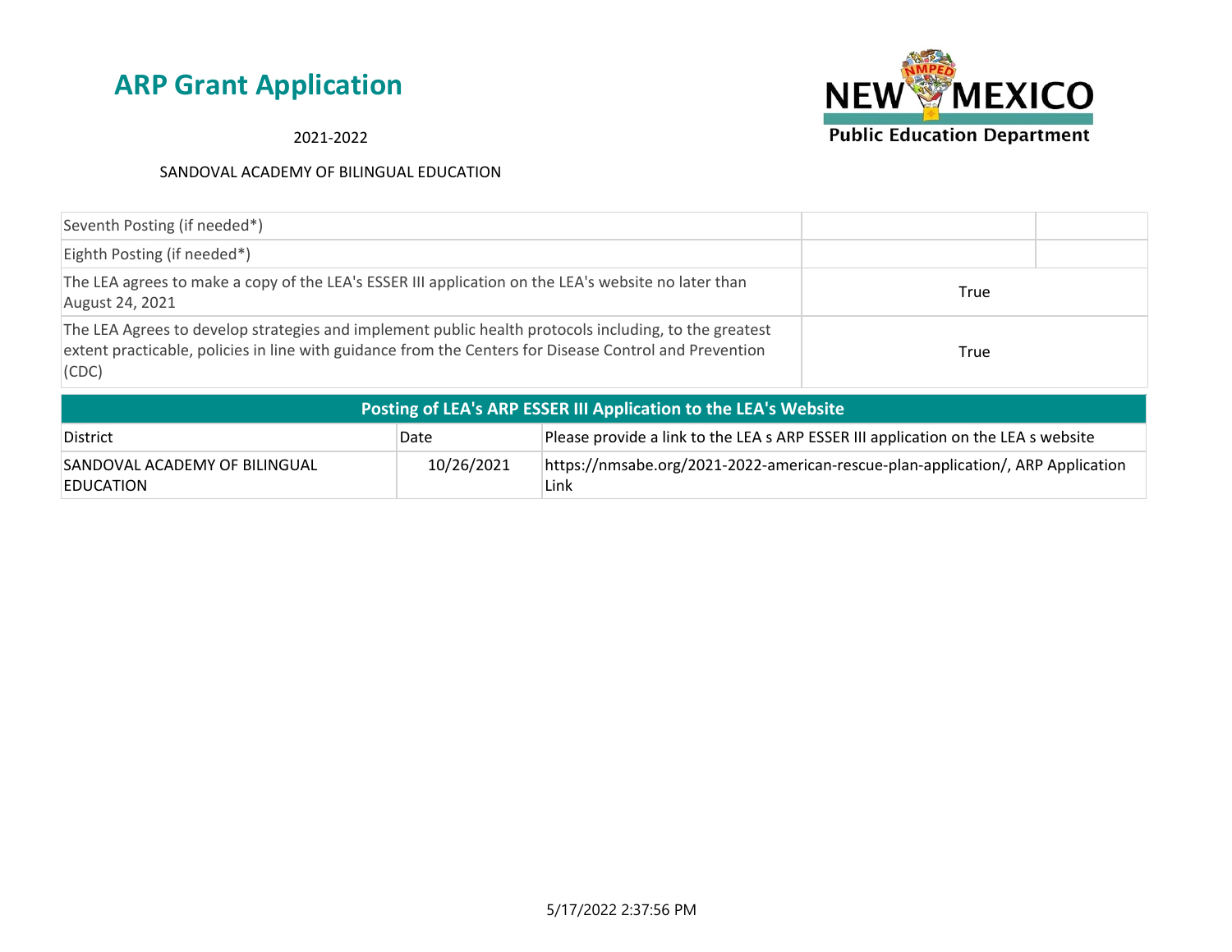# ARP Grant Application

2021-2022

SANDOVAL ACADEMY OF BILINGUAL EDUCATION

| | | |
|---|---|---|
| Seventh Posting (if needed*) | | |
| Eighth Posting (if needed*) | | |
| The LEA agrees to make a copy of the LEA's ESSER III application on the LEA's website no later than August 24, 2021 | True | |
| The LEA Agrees to develop strategies and implement public health protocols including, to the greatest extent practicable, policies in line with guidance from the Centers for Disease Control and Prevention (CDC) | True | |

**Posting of LEA's ARP ESSER III Application to the LEA's Website**

| District | Date | Please provide a link to the LEA s ARP ESSER III application on the LEA s website |
|---|---|---|
| SANDOVAL ACADEMY OF BILINGUAL EDUCATION | 10/26/2021 | https://nmsabe.org/2021-2022-american-rescue-plan-application/, ARP Application Link |